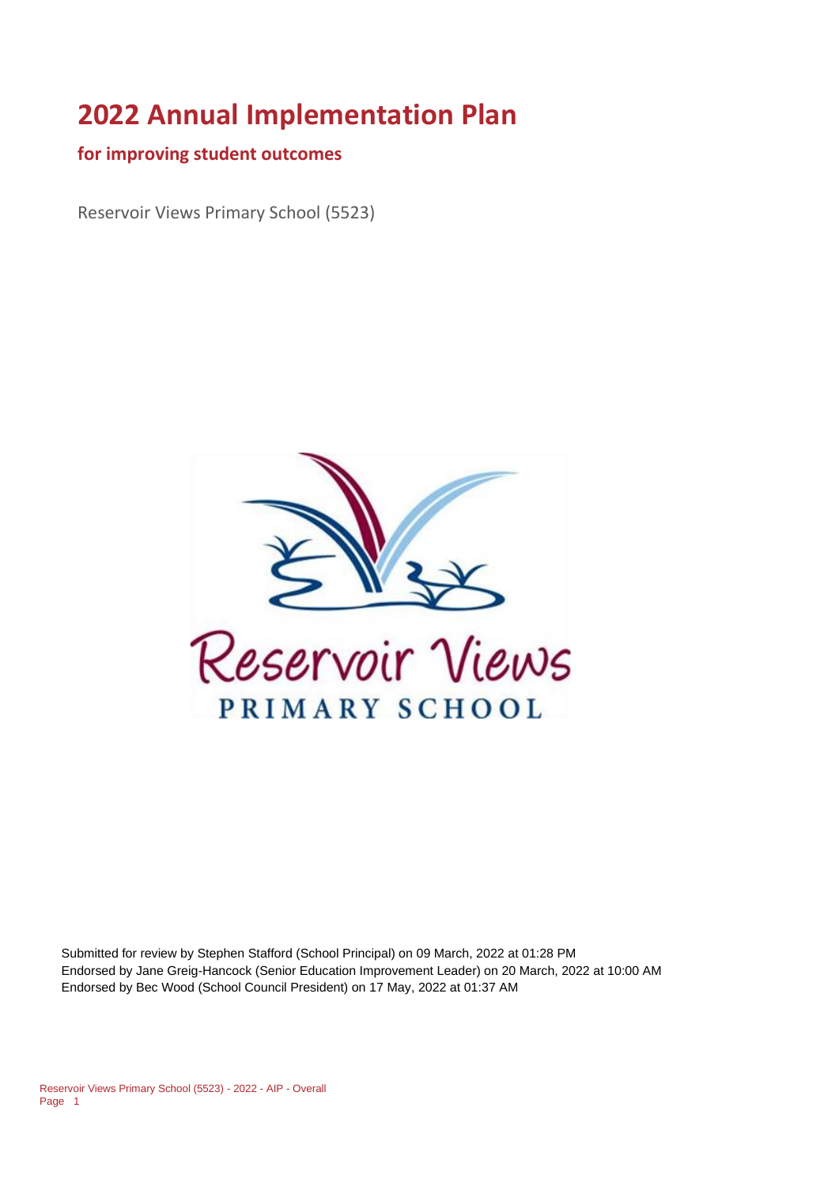# 2022 Annual Implementation Plan

## for improving student outcomes

Reservoir Views Primary School (5523)

Submitted for review by Stephen Stafford (School Principal) on 09 March, 2022 at 01:28 PM
Endorsed by Jane Greig-Hancock (Senior Education Improvement Leader) on 20 March, 2022 at 10:00 AM
Endorsed by Bec Wood (School Council President) on 17 May, 2022 at 01:37 AM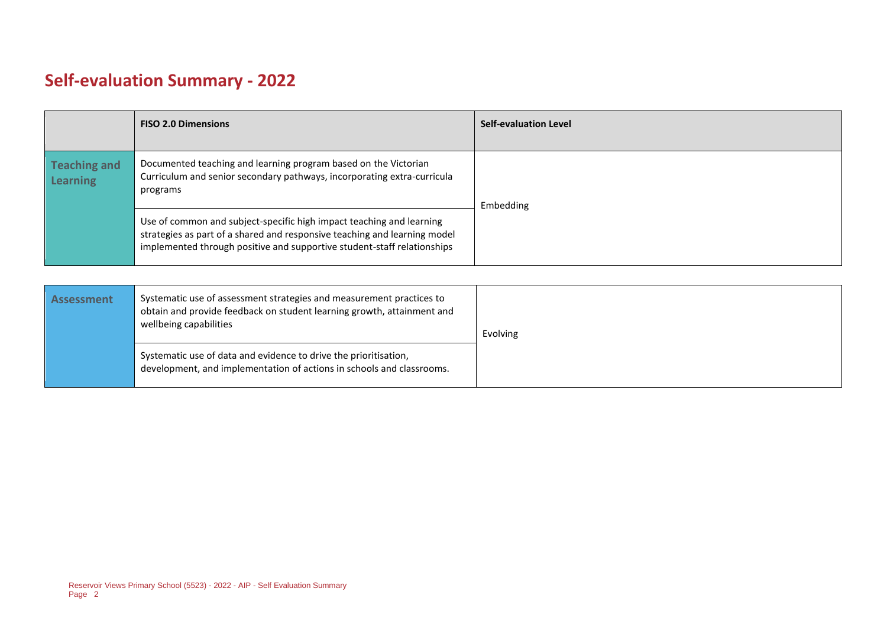# Self-evaluation Summary - 2022

| | FISO 2.0 Dimensions | Self-evaluation Level |
|---|---|---|
| **Teaching and Learning** | Documented teaching and learning program based on the Victorian Curriculum and senior secondary pathways, incorporating extra-curricula programs | Embedding |
| | Use of common and subject-specific high impact teaching and learning strategies as part of a shared and responsive teaching and learning model implemented through positive and supportive student-staff relationships | |

| | | |
|---|---|---|
| **Assessment** | Systematic use of assessment strategies and measurement practices to obtain and provide feedback on student learning growth, attainment and wellbeing capabilities | Evolving |
| | Systematic use of data and evidence to drive the prioritisation, development, and implementation of actions in schools and classrooms. | |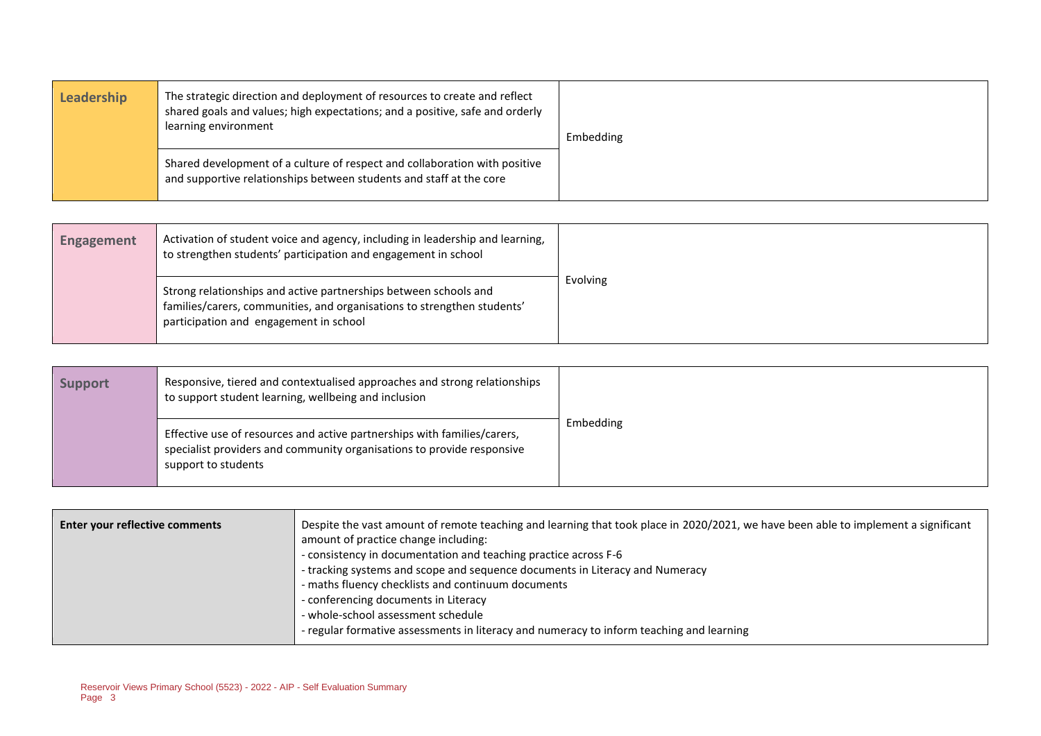| Leadership | The strategic direction and deployment of resources to create and reflect shared goals and values; high expectations; and a positive, safe and orderly learning environment | Embedding |
|---|---|---|
| | Shared development of a culture of respect and collaboration with positive and supportive relationships between students and staff at the core | |

| Engagement | Activation of student voice and agency, including in leadership and learning, to strengthen students' participation and engagement in school | Evolving |
|---|---|---|
| | Strong relationships and active partnerships between schools and families/carers, communities, and organisations to strengthen students' participation and engagement in school | |

| Support | Responsive, tiered and contextualised approaches and strong relationships to support student learning, wellbeing and inclusion | Embedding |
|---|---|---|
| | Effective use of resources and active partnerships with families/carers, specialist providers and community organisations to provide responsive support to students | |

| Enter your reflective comments | Despite the vast amount of remote teaching and learning that took place in 2020/2021, we have been able to implement a significant amount of practice change including:<br>- consistency in documentation and teaching practice across F-6<br>- tracking systems and scope and sequence documents in Literacy and Numeracy<br>- maths fluency checklists and continuum documents<br>- conferencing documents in Literacy<br>- whole-school assessment schedule<br>- regular formative assessments in literacy and numeracy to inform teaching and learning |
|---|---|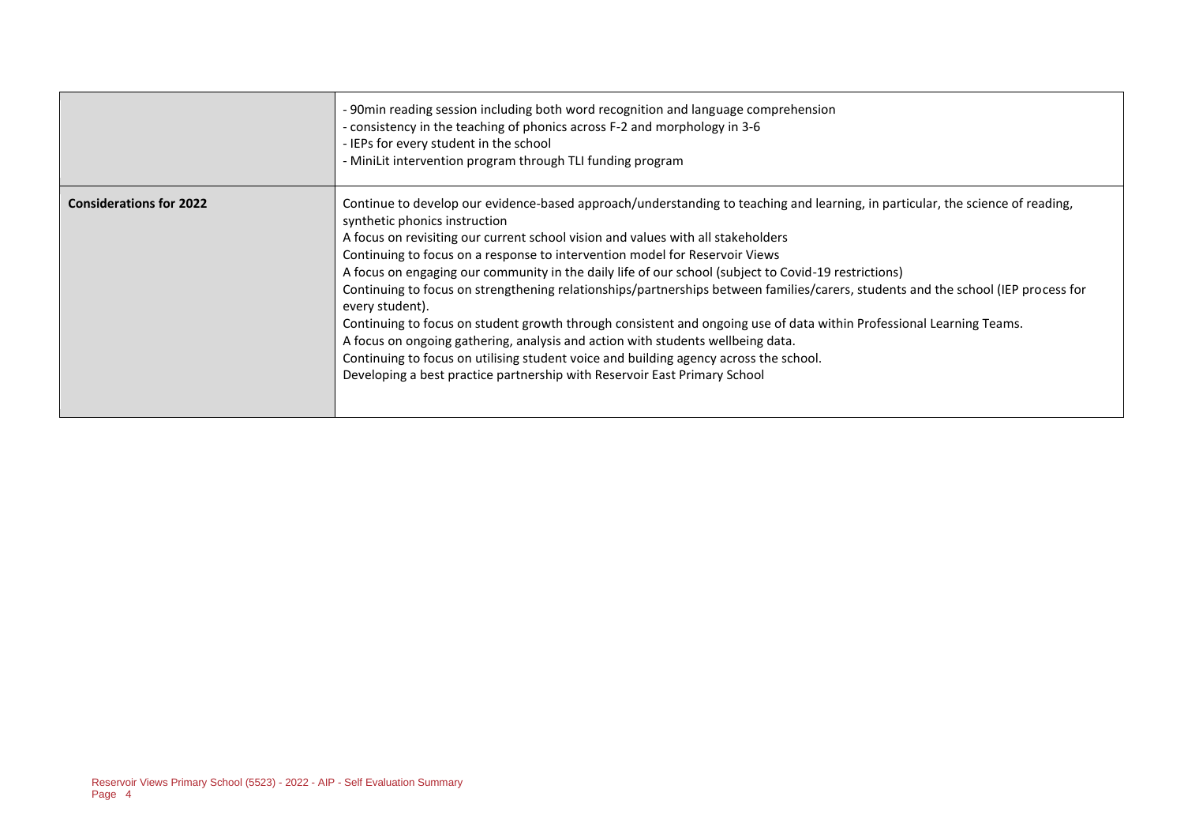| | |
|---|---|
| | - 90min reading session including both word recognition and language comprehension<br>- consistency in the teaching of phonics across F-2 and morphology in 3-6<br>- IEPs for every student in the school<br>- MiniLit intervention program through TLI funding program |
| **Considerations for 2022** | Continue to develop our evidence-based approach/understanding to teaching and learning, in particular, the science of reading, synthetic phonics instruction<br>A focus on revisiting our current school vision and values with all stakeholders<br>Continuing to focus on a response to intervention model for Reservoir Views<br>A focus on engaging our community in the daily life of our school (subject to Covid-19 restrictions)<br>Continuing to focus on strengthening relationships/partnerships between families/carers, students and the school (IEP process for every student).<br>Continuing to focus on student growth through consistent and ongoing use of data within Professional Learning Teams.<br>A focus on ongoing gathering, analysis and action with students wellbeing data.<br>Continuing to focus on utilising student voice and building agency across the school.<br>Developing a best practice partnership with Reservoir East Primary School |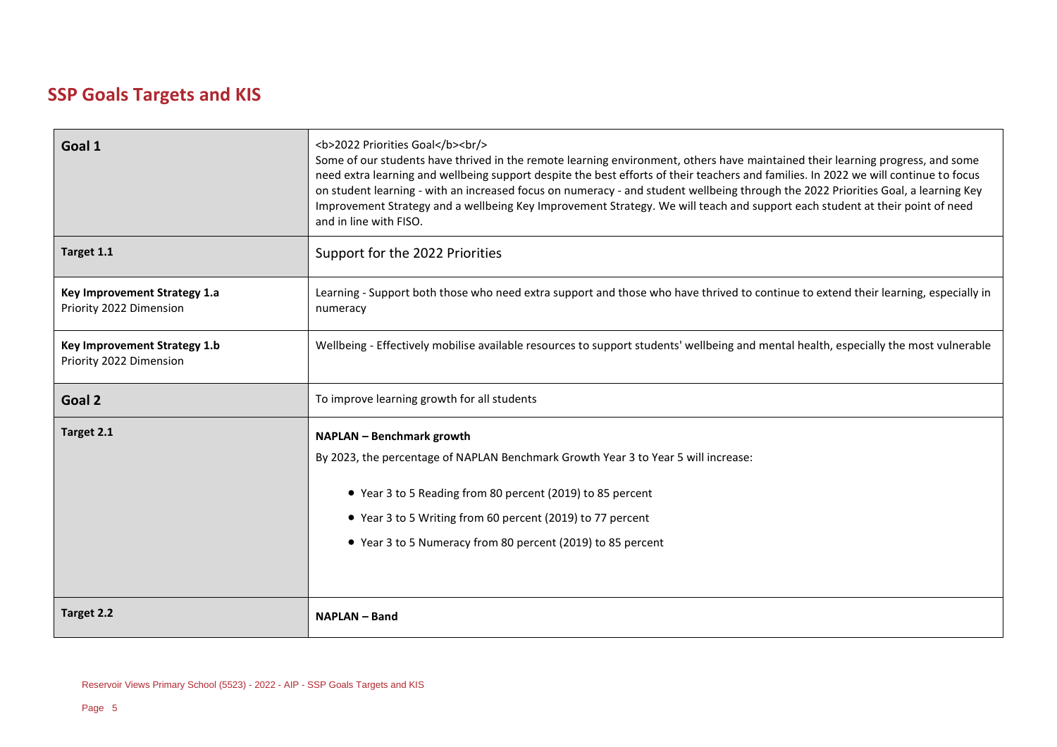## SSP Goals Targets and KIS

| | |
|---|---|
| **Goal 1** | <b>2022 Priorities Goal</b><br/> Some of our students have thrived in the remote learning environment, others have maintained their learning progress, and some need extra learning and wellbeing support despite the best efforts of their teachers and families. In 2022 we will continue to focus on student learning - with an increased focus on numeracy - and student wellbeing through the 2022 Priorities Goal, a learning Key Improvement Strategy and a wellbeing Key Improvement Strategy. We will teach and support each student at their point of need and in line with FISO. |
| **Target 1.1** | Support for the 2022 Priorities |
| **Key Improvement Strategy 1.a** Priority 2022 Dimension | Learning - Support both those who need extra support and those who have thrived to continue to extend their learning, especially in numeracy |
| **Key Improvement Strategy 1.b** Priority 2022 Dimension | Wellbeing - Effectively mobilise available resources to support students' wellbeing and mental health, especially the most vulnerable |
| **Goal 2** | To improve learning growth for all students |
| **Target 2.1** | **NAPLAN – Benchmark growth** By 2023, the percentage of NAPLAN Benchmark Growth Year 3 to Year 5 will increase: • Year 3 to 5 Reading from 80 percent (2019) to 85 percent • Year 3 to 5 Writing from 60 percent (2019) to 77 percent • Year 3 to 5 Numeracy from 80 percent (2019) to 85 percent |
| **Target 2.2** | **NAPLAN – Band** |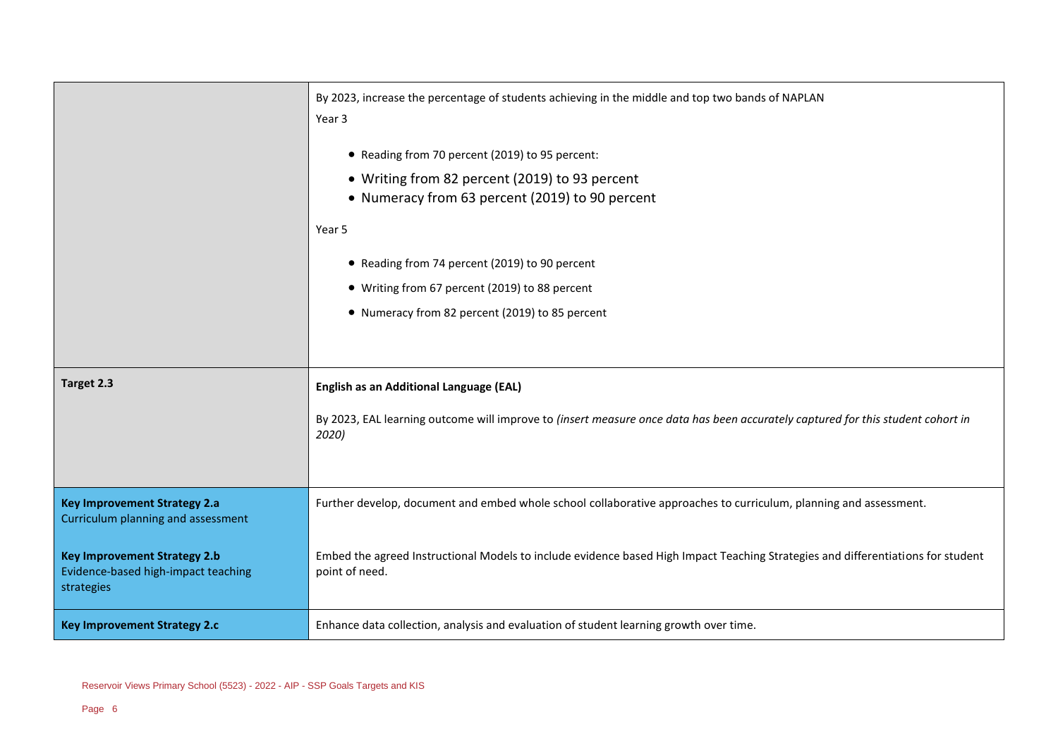| | |
|---|---|
| | By 2023, increase the percentage of students achieving in the middle and top two bands of NAPLAN<br>Year 3<br>• Reading from 70 percent (2019) to 95 percent:<br>• Writing from 82 percent (2019) to 93 percent<br>• Numeracy from 63 percent (2019) to 90 percent<br>Year 5<br>• Reading from 74 percent (2019) to 90 percent<br>• Writing from 67 percent (2019) to 88 percent<br>• Numeracy from 82 percent (2019) to 85 percent |
| **Target 2.3** | **English as an Additional Language (EAL)**<br>By 2023, EAL learning outcome will improve to *(insert measure once data has been accurately captured for this student cohort in 2020)* |
| **Key Improvement Strategy 2.a**<br>Curriculum planning and assessment | Further develop, document and embed whole school collaborative approaches to curriculum, planning and assessment. |
| **Key Improvement Strategy 2.b**<br>Evidence-based high-impact teaching strategies | Embed the agreed Instructional Models to include evidence based High Impact Teaching Strategies and differentiations for student point of need. |
| **Key Improvement Strategy 2.c** | Enhance data collection, analysis and evaluation of student learning growth over time. |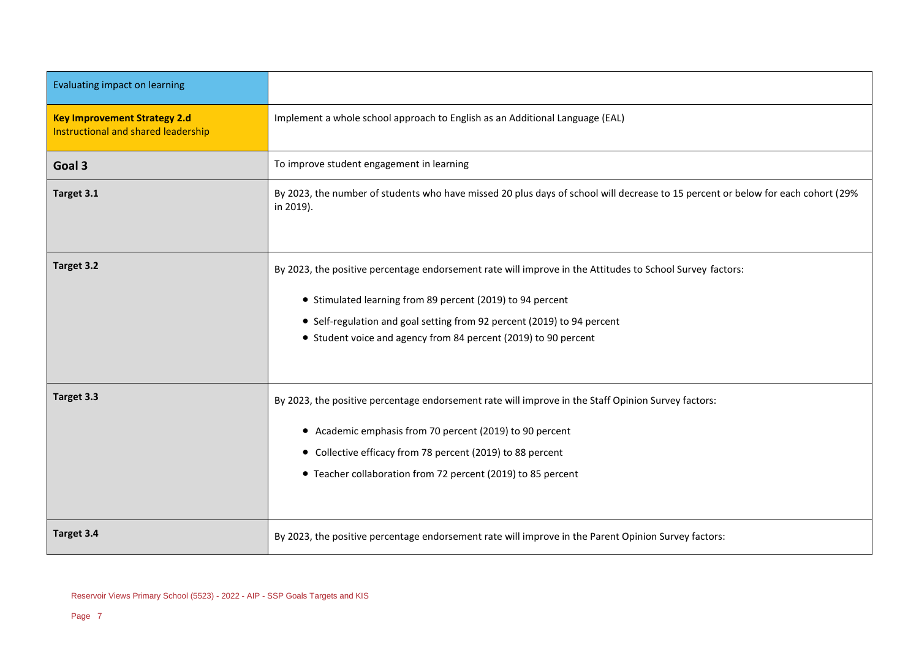| Evaluating impact on learning | |
|---|---|
| **Key Improvement Strategy 2.d** Instructional and shared leadership | Implement a whole school approach to English as an Additional Language (EAL) |
| **Goal 3** | To improve student engagement in learning |
| **Target 3.1** | By 2023, the number of students who have missed 20 plus days of school will decrease to 15 percent or below for each cohort (29% in 2019). |
| **Target 3.2** | By 2023, the positive percentage endorsement rate will improve in the Attitudes to School Survey factors:<br>• Stimulated learning from 89 percent (2019) to 94 percent<br>• Self-regulation and goal setting from 92 percent (2019) to 94 percent<br>• Student voice and agency from 84 percent (2019) to 90 percent |
| **Target 3.3** | By 2023, the positive percentage endorsement rate will improve in the Staff Opinion Survey factors:<br>• Academic emphasis from 70 percent (2019) to 90 percent<br>• Collective efficacy from 78 percent (2019) to 88 percent<br>• Teacher collaboration from 72 percent (2019) to 85 percent |
| **Target 3.4** | By 2023, the positive percentage endorsement rate will improve in the Parent Opinion Survey factors: |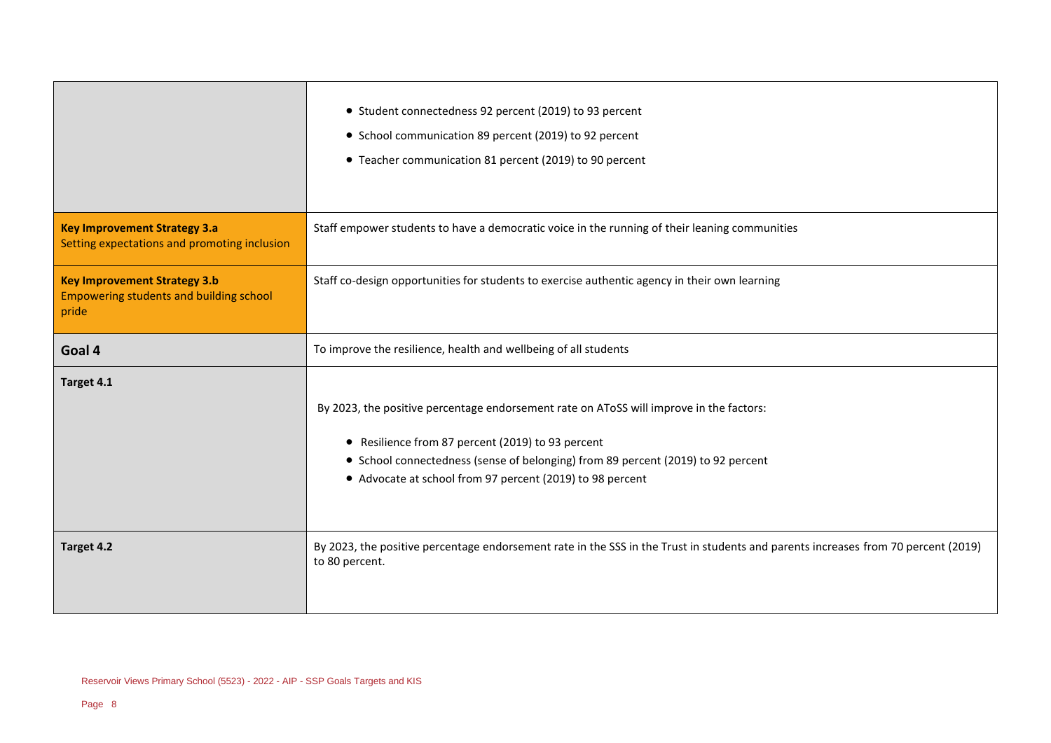| | |
|---|---|
| | • Student connectedness 92 percent (2019) to 93 percent<br>• School communication 89 percent (2019) to 92 percent<br>• Teacher communication 81 percent (2019) to 90 percent |
| **Key Improvement Strategy 3.a**<br>Setting expectations and promoting inclusion | Staff empower students to have a democratic voice in the running of their leaning communities |
| **Key Improvement Strategy 3.b**<br>Empowering students and building school pride | Staff co-design opportunities for students to exercise authentic agency in their own learning |
| **Goal 4** | To improve the resilience, health and wellbeing of all students |
| **Target 4.1** | By 2023, the positive percentage endorsement rate on AToSS will improve in the factors:<br>• Resilience from 87 percent (2019) to 93 percent<br>• School connectedness (sense of belonging) from 89 percent (2019) to 92 percent<br>• Advocate at school from 97 percent (2019) to 98 percent |
| **Target 4.2** | By 2023, the positive percentage endorsement rate in the SSS in the Trust in students and parents increases from 70 percent (2019) to 80 percent. |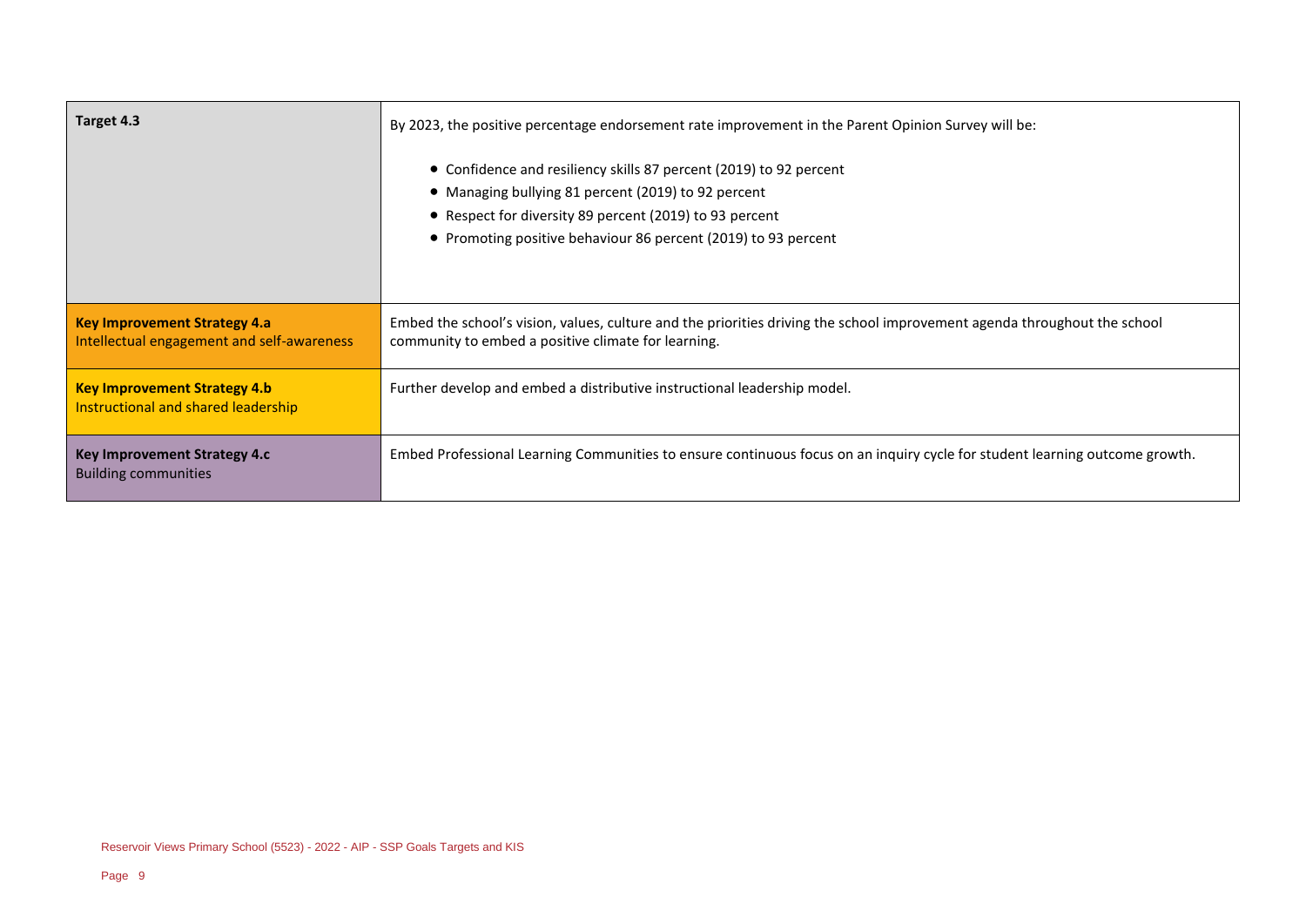| | |
|---|---|
| **Target 4.3** | By 2023, the positive percentage endorsement rate improvement in the Parent Opinion Survey will be:<br><br>• Confidence and resiliency skills 87 percent (2019) to 92 percent<br>• Managing bullying 81 percent (2019) to 92 percent<br>• Respect for diversity 89 percent (2019) to 93 percent<br>• Promoting positive behaviour 86 percent (2019) to 93 percent |
| **Key Improvement Strategy 4.a**<br>Intellectual engagement and self-awareness | Embed the school's vision, values, culture and the priorities driving the school improvement agenda throughout the school community to embed a positive climate for learning. |
| **Key Improvement Strategy 4.b**<br>Instructional and shared leadership | Further develop and embed a distributive instructional leadership model. |
| **Key Improvement Strategy 4.c**<br>Building communities | Embed Professional Learning Communities to ensure continuous focus on an inquiry cycle for student learning outcome growth. |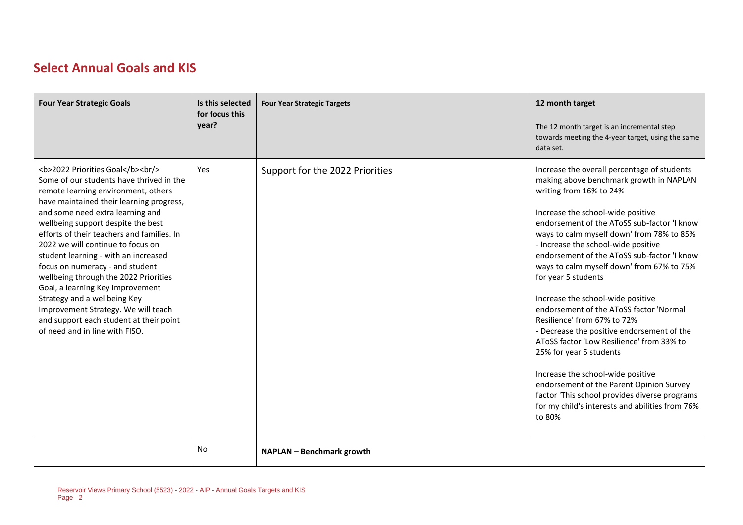## Select Annual Goals and KIS

| Four Year Strategic Goals | Is this selected for focus this year? | Four Year Strategic Targets | 12 month target<br><br>The 12 month target is an incremental step towards meeting the 4-year target, using the same data set. |
|---|---|---|---|
| <b>2022 Priorities Goal</b><br/> Some of our students have thrived in the remote learning environment, others have maintained their learning progress, and some need extra learning and wellbeing support despite the best efforts of their teachers and families. In 2022 we will continue to focus on student learning - with an increased focus on numeracy - and student wellbeing through the 2022 Priorities Goal, a learning Key Improvement Strategy and a wellbeing Key Improvement Strategy. We will teach and support each student at their point of need and in line with FISO. | Yes | Support for the 2022 Priorities | Increase the overall percentage of students making above benchmark growth in NAPLAN writing from 16% to 24%<br><br>Increase the school-wide positive endorsement of the AToSS sub-factor 'I know ways to calm myself down' from 78% to 85%<br>- Increase the school-wide positive endorsement of the AToSS sub-factor 'I know ways to calm myself down' from 67% to 75% for year 5 students<br><br>Increase the school-wide positive endorsement of the AToSS factor 'Normal Resilience' from 67% to 72%<br>- Decrease the positive endorsement of the AToSS factor 'Low Resilience' from 33% to 25% for year 5 students<br><br>Increase the school-wide positive endorsement of the Parent Opinion Survey factor 'This school provides diverse programs for my child's interests and abilities from 76% to 80% |
| | No | **NAPLAN – Benchmark growth** | |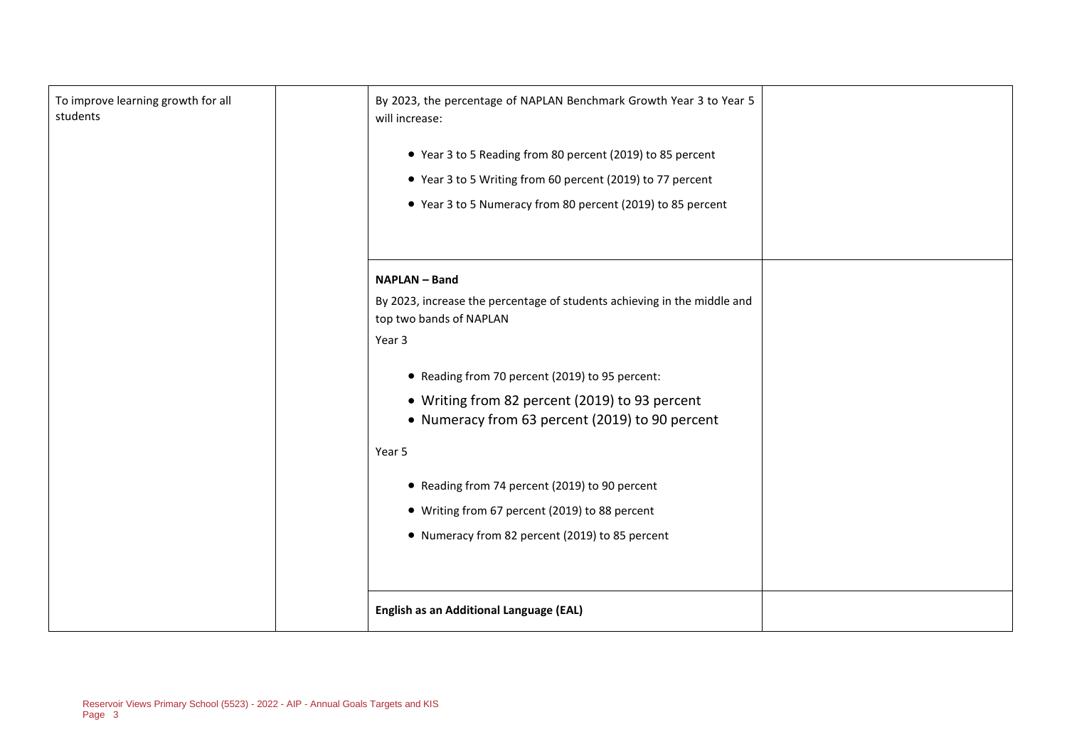| | | | |
|---|---|---|---|
| To improve learning growth for all students | | By 2023, the percentage of NAPLAN Benchmark Growth Year 3 to Year 5 will increase:<br><br>• Year 3 to 5 Reading from 80 percent (2019) to 85 percent<br>• Year 3 to 5 Writing from 60 percent (2019) to 77 percent<br>• Year 3 to 5 Numeracy from 80 percent (2019) to 85 percent | |
| | | **NAPLAN – Band**<br><br>By 2023, increase the percentage of students achieving in the middle and top two bands of NAPLAN<br><br>Year 3<br><br>• Reading from 70 percent (2019) to 95 percent:<br>• Writing from 82 percent (2019) to 93 percent<br>• Numeracy from 63 percent (2019) to 90 percent<br><br>Year 5<br><br>• Reading from 74 percent (2019) to 90 percent<br>• Writing from 67 percent (2019) to 88 percent<br>• Numeracy from 82 percent (2019) to 85 percent | |
| | | **English as an Additional Language (EAL)** | |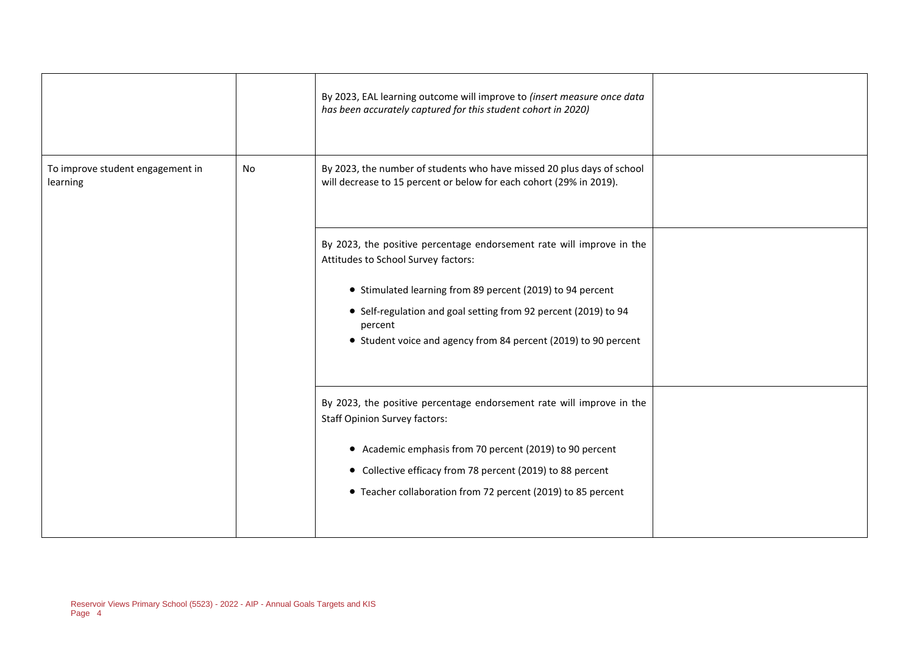| | | | |
|---|---|---|---|
| | | By 2023, EAL learning outcome will improve to *(insert measure once data has been accurately captured for this student cohort in 2020)* | |
| To improve student engagement in learning | No | By 2023, the number of students who have missed 20 plus days of school will decrease to 15 percent or below for each cohort (29% in 2019). | |
| | | By 2023, the positive percentage endorsement rate will improve in the Attitudes to School Survey factors:<br><br>• Stimulated learning from 89 percent (2019) to 94 percent<br>• Self-regulation and goal setting from 92 percent (2019) to 94 percent<br>• Student voice and agency from 84 percent (2019) to 90 percent | |
| | | By 2023, the positive percentage endorsement rate will improve in the Staff Opinion Survey factors:<br><br>• Academic emphasis from 70 percent (2019) to 90 percent<br>• Collective efficacy from 78 percent (2019) to 88 percent<br>• Teacher collaboration from 72 percent (2019) to 85 percent | |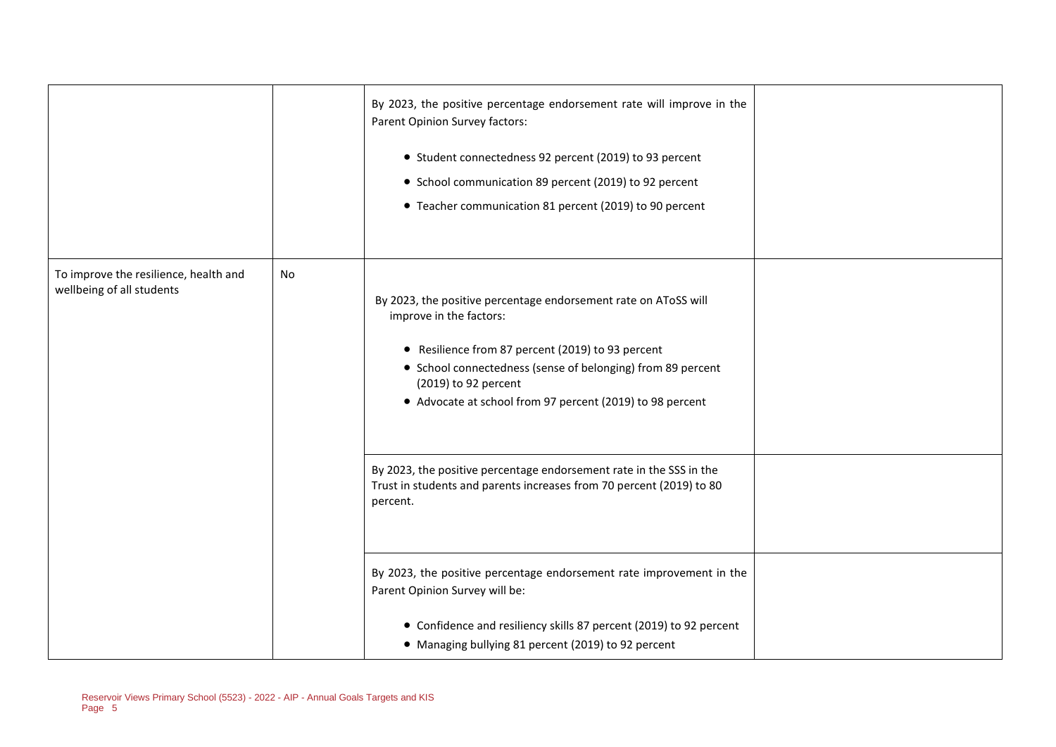| | | | |
|---|---|---|---|
| | | By 2023, the positive percentage endorsement rate will improve in the Parent Opinion Survey factors:<br><br>• Student connectedness 92 percent (2019) to 93 percent<br>• School communication 89 percent (2019) to 92 percent<br>• Teacher communication 81 percent (2019) to 90 percent | |
| To improve the resilience, health and wellbeing of all students | No | By 2023, the positive percentage endorsement rate on AToSS will improve in the factors:<br><br>• Resilience from 87 percent (2019) to 93 percent<br>• School connectedness (sense of belonging) from 89 percent (2019) to 92 percent<br>• Advocate at school from 97 percent (2019) to 98 percent | |
| | | By 2023, the positive percentage endorsement rate in the SSS in the Trust in students and parents increases from 70 percent (2019) to 80 percent. | |
| | | By 2023, the positive percentage endorsement rate improvement in the Parent Opinion Survey will be:<br><br>• Confidence and resiliency skills 87 percent (2019) to 92 percent<br>• Managing bullying 81 percent (2019) to 92 percent | |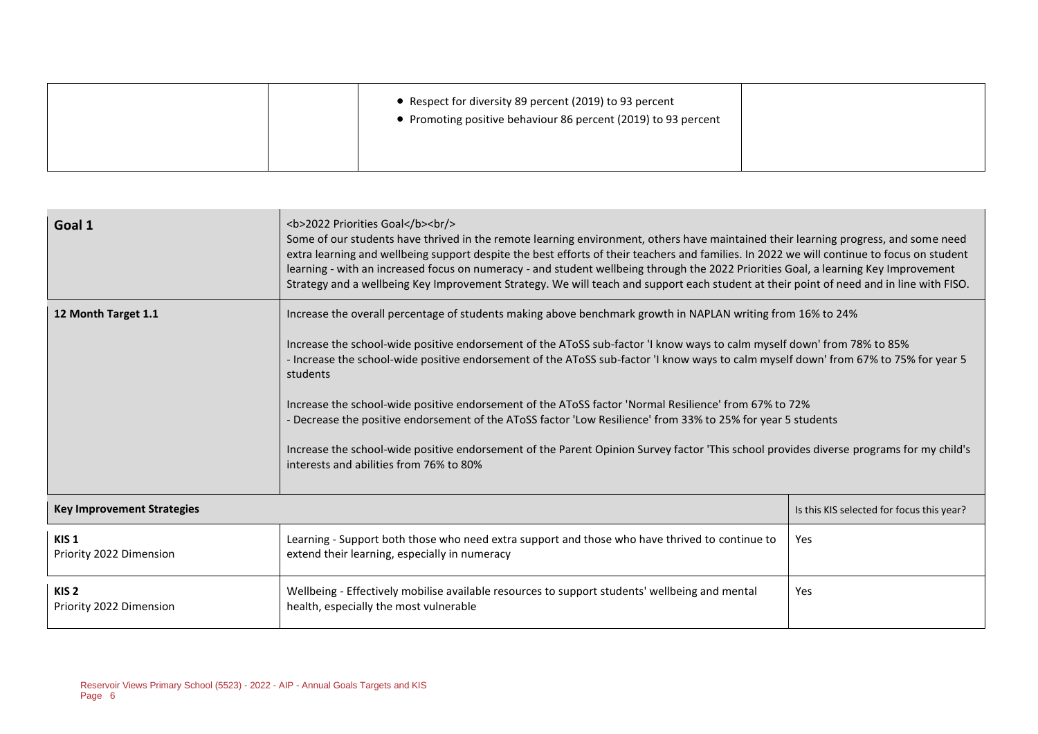| | | | |
|---|---|---|---|
| | | • Respect for diversity 89 percent (2019) to 93 percent<br>• Promoting positive behaviour 86 percent (2019) to 93 percent | |

| | | |
|---|---|---|
| **Goal 1** | <b>2022 Priorities Goal</b><br/> Some of our students have thrived in the remote learning environment, others have maintained their learning progress, and some need extra learning and wellbeing support despite the best efforts of their teachers and families. In 2022 we will continue to focus on student learning - with an increased focus on numeracy - and student wellbeing through the 2022 Priorities Goal, a learning Key Improvement Strategy and a wellbeing Key Improvement Strategy. We will teach and support each student at their point of need and in line with FISO. | |
| **12 Month Target 1.1** | Increase the overall percentage of students making above benchmark growth in NAPLAN writing from 16% to 24%<br><br>Increase the school-wide positive endorsement of the AToSS sub-factor 'I know ways to calm myself down' from 78% to 85%<br>- Increase the school-wide positive endorsement of the AToSS sub-factor 'I know ways to calm myself down' from 67% to 75% for year 5 students<br><br>Increase the school-wide positive endorsement of the AToSS factor 'Normal Resilience' from 67% to 72%<br>- Decrease the positive endorsement of the AToSS factor 'Low Resilience' from 33% to 25% for year 5 students<br><br>Increase the school-wide positive endorsement of the Parent Opinion Survey factor 'This school provides diverse programs for my child's interests and abilities from 76% to 80% | |
| **Key Improvement Strategies** | | Is this KIS selected for focus this year? |
| **KIS 1**<br>Priority 2022 Dimension | Learning - Support both those who need extra support and those who have thrived to continue to extend their learning, especially in numeracy | Yes |
| **KIS 2**<br>Priority 2022 Dimension | Wellbeing - Effectively mobilise available resources to support students' wellbeing and mental health, especially the most vulnerable | Yes |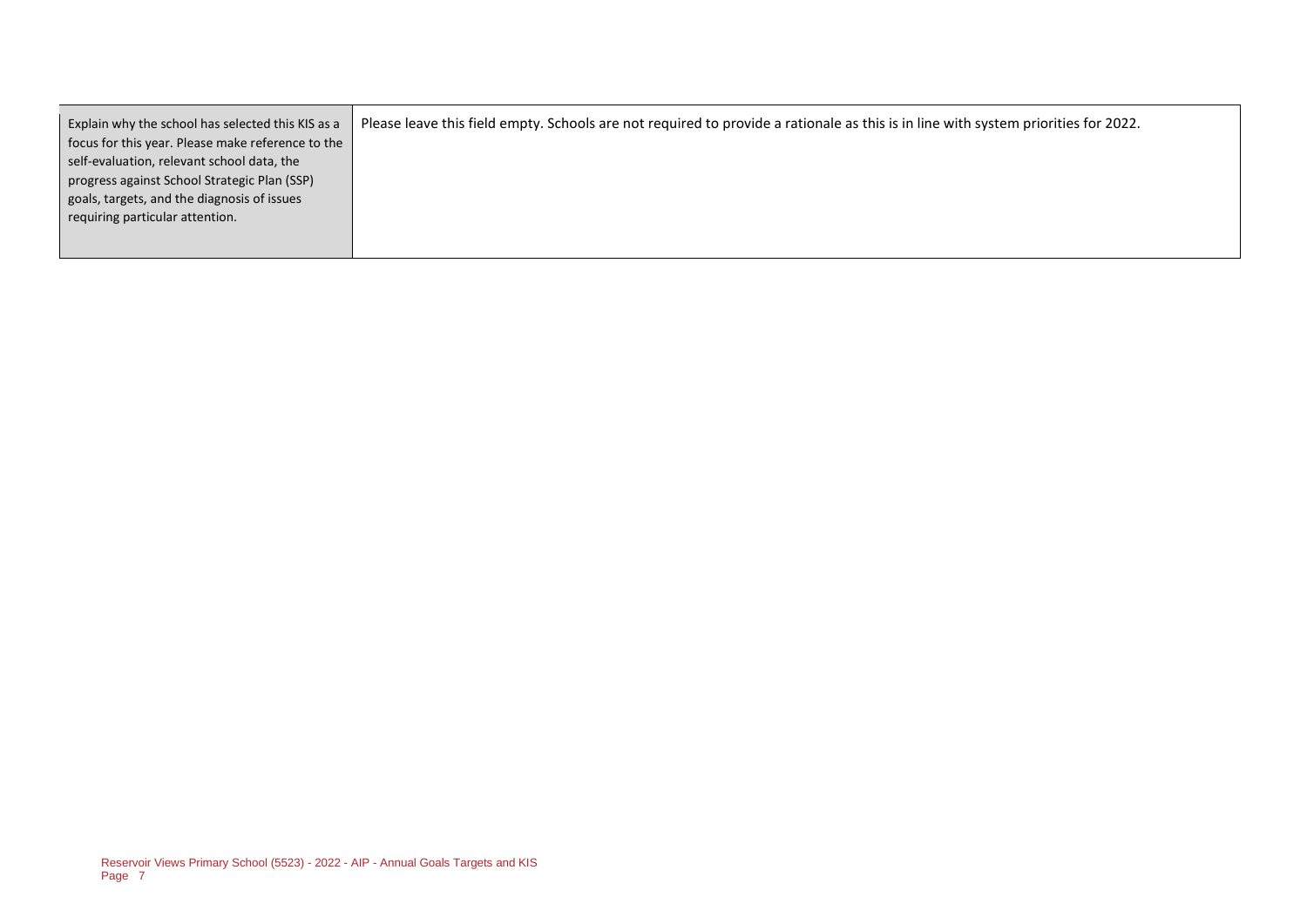| Explain why the school has selected this KIS as a focus for this year. Please make reference to the self-evaluation, relevant school data, the progress against School Strategic Plan (SSP) goals, targets, and the diagnosis of issues requiring particular attention. | Please leave this field empty. Schools are not required to provide a rationale as this is in line with system priorities for 2022. |
|---|---|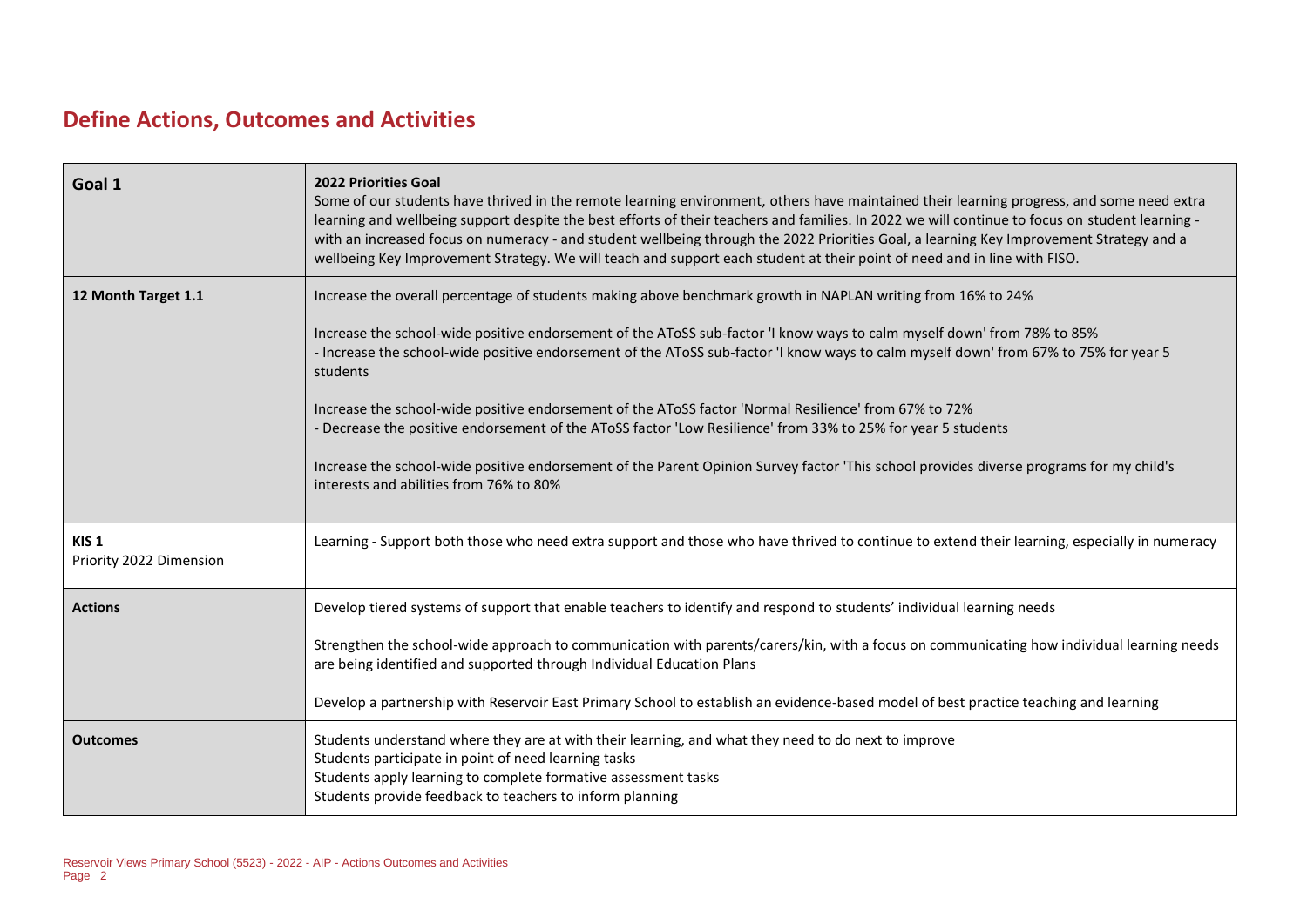## Define Actions, Outcomes and Activities

| Goal 1 | 2022 Priorities Goal<br>Some of our students have thrived in the remote learning environment, others have maintained their learning progress, and some need extra learning and wellbeing support despite the best efforts of their teachers and families. In 2022 we will continue to focus on student learning - with an increased focus on numeracy - and student wellbeing through the 2022 Priorities Goal, a learning Key Improvement Strategy and a wellbeing Key Improvement Strategy. We will teach and support each student at their point of need and in line with FISO. |
|---|---|
| **12 Month Target 1.1** | Increase the overall percentage of students making above benchmark growth in NAPLAN writing from 16% to 24%<br><br>Increase the school-wide positive endorsement of the AToSS sub-factor 'I know ways to calm myself down' from 78% to 85%<br>- Increase the school-wide positive endorsement of the AToSS sub-factor 'I know ways to calm myself down' from 67% to 75% for year 5 students<br><br>Increase the school-wide positive endorsement of the AToSS factor 'Normal Resilience' from 67% to 72%<br>- Decrease the positive endorsement of the AToSS factor 'Low Resilience' from 33% to 25% for year 5 students<br><br>Increase the school-wide positive endorsement of the Parent Opinion Survey factor 'This school provides diverse programs for my child's interests and abilities from 76% to 80% |
| **KIS 1**<br>Priority 2022 Dimension | Learning - Support both those who need extra support and those who have thrived to continue to extend their learning, especially in numeracy |
| **Actions** | Develop tiered systems of support that enable teachers to identify and respond to students' individual learning needs<br><br>Strengthen the school-wide approach to communication with parents/carers/kin, with a focus on communicating how individual learning needs are being identified and supported through Individual Education Plans<br><br>Develop a partnership with Reservoir East Primary School to establish an evidence-based model of best practice teaching and learning |
| **Outcomes** | Students understand where they are at with their learning, and what they need to do next to improve<br>Students participate in point of need learning tasks<br>Students apply learning to complete formative assessment tasks<br>Students provide feedback to teachers to inform planning |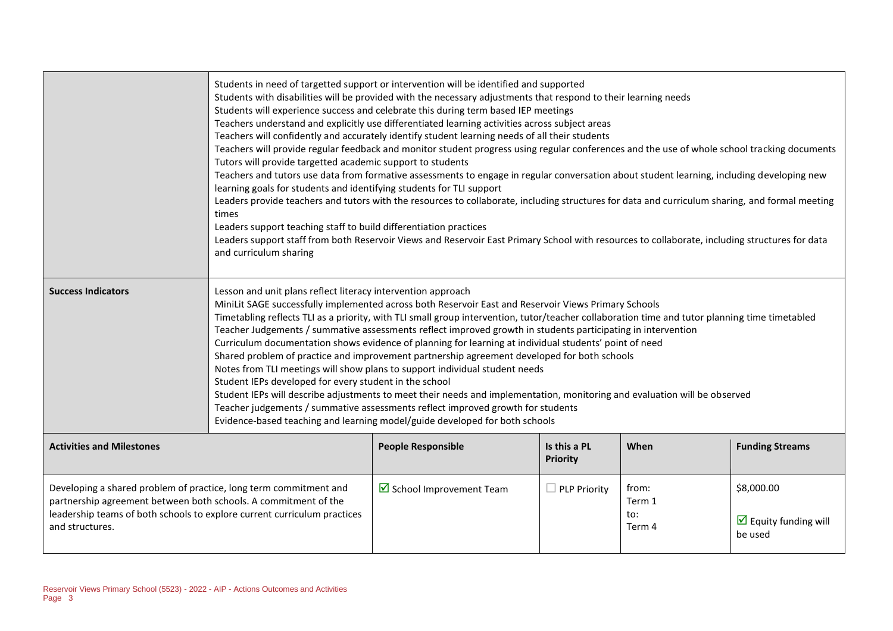| | |
|---|---|
| | Students in need of targetted support or intervention will be identified and supported<br>Students with disabilities will be provided with the necessary adjustments that respond to their learning needs<br>Students will experience success and celebrate this during term based IEP meetings<br>Teachers understand and explicitly use differentiated learning activities across subject areas<br>Teachers will confidently and accurately identify student learning needs of all their students<br>Teachers will provide regular feedback and monitor student progress using regular conferences and the use of whole school tracking documents<br>Tutors will provide targetted academic support to students<br>Teachers and tutors use data from formative assessments to engage in regular conversation about student learning, including developing new learning goals for students and identifying students for TLI support<br>Leaders provide teachers and tutors with the resources to collaborate, including structures for data and curriculum sharing, and formal meeting times<br>Leaders support teaching staff to build differentiation practices<br>Leaders support staff from both Reservoir Views and Reservoir East Primary School with resources to collaborate, including structures for data and curriculum sharing |
| **Success Indicators** | Lesson and unit plans reflect literacy intervention approach<br>MiniLit SAGE successfully implemented across both Reservoir East and Reservoir Views Primary Schools<br>Timetabling reflects TLI as a priority, with TLI small group intervention, tutor/teacher collaboration time and tutor planning time timetabled<br>Teacher Judgements / summative assessments reflect improved growth in students participating in intervention<br>Curriculum documentation shows evidence of planning for learning at individual students' point of need<br>Shared problem of practice and improvement partnership agreement developed for both schools<br>Notes from TLI meetings will show plans to support individual student needs<br>Student IEPs developed for every student in the school<br>Student IEPs will describe adjustments to meet their needs and implementation, monitoring and evaluation will be observed<br>Teacher judgements / summative assessments reflect improved growth for students<br>Evidence-based teaching and learning model/guide developed for both schools |

| Activities and Milestones | People Responsible | Is this a PL Priority | When | Funding Streams |
|---|---|---|---|---|
| Developing a shared problem of practice, long term commitment and partnership agreement between both schools. A commitment of the leadership teams of both schools to explore current curriculum practices and structures. | ☑ School Improvement Team | ☐ PLP Priority | from:<br>Term 1<br>to:<br>Term 4 | $8,000.00<br><br>☑ Equity funding will be used |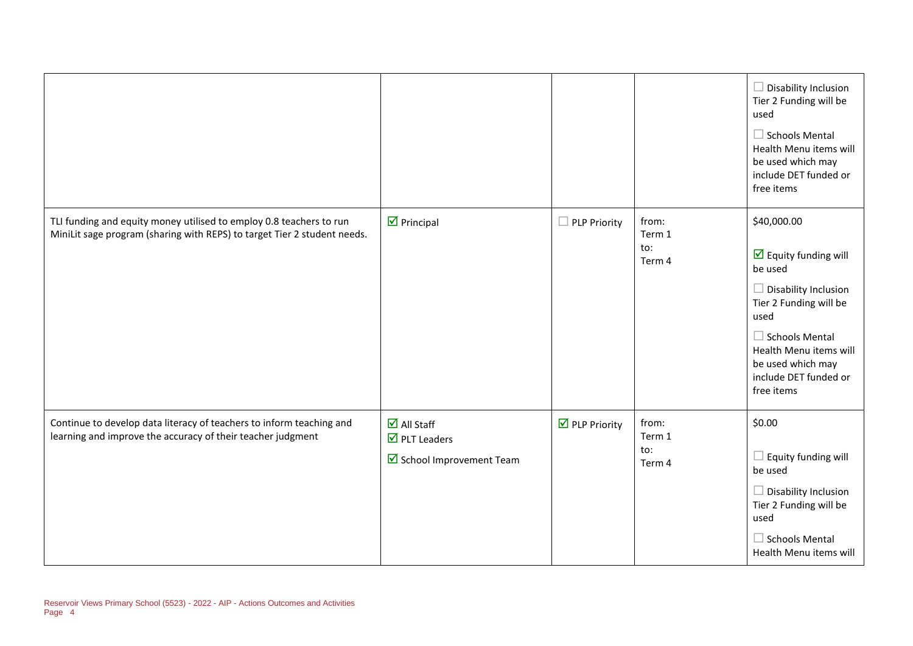| | | | | |
|---|---|---|---|---|
| | | | | ☐ Disability Inclusion Tier 2 Funding will be used<br><br>☐ Schools Mental Health Menu items will be used which may include DET funded or free items |
| TLI funding and equity money utilised to employ 0.8 teachers to run MiniLit sage program (sharing with REPS) to target Tier 2 student needs. | ☑ Principal | ☐ PLP Priority | from:<br>Term 1<br>to:<br>Term 4 | $40,000.00<br><br>☑ Equity funding will be used<br><br>☐ Disability Inclusion Tier 2 Funding will be used<br><br>☐ Schools Mental Health Menu items will be used which may include DET funded or free items |
| Continue to develop data literacy of teachers to inform teaching and learning and improve the accuracy of their teacher judgment | ☑ All Staff<br>☑ PLT Leaders<br><br>☑ School Improvement Team | ☑ PLP Priority | from:<br>Term 1<br>to:<br>Term 4 | $0.00<br><br>☐ Equity funding will be used<br><br>☐ Disability Inclusion Tier 2 Funding will be used<br><br>☐ Schools Mental Health Menu items will |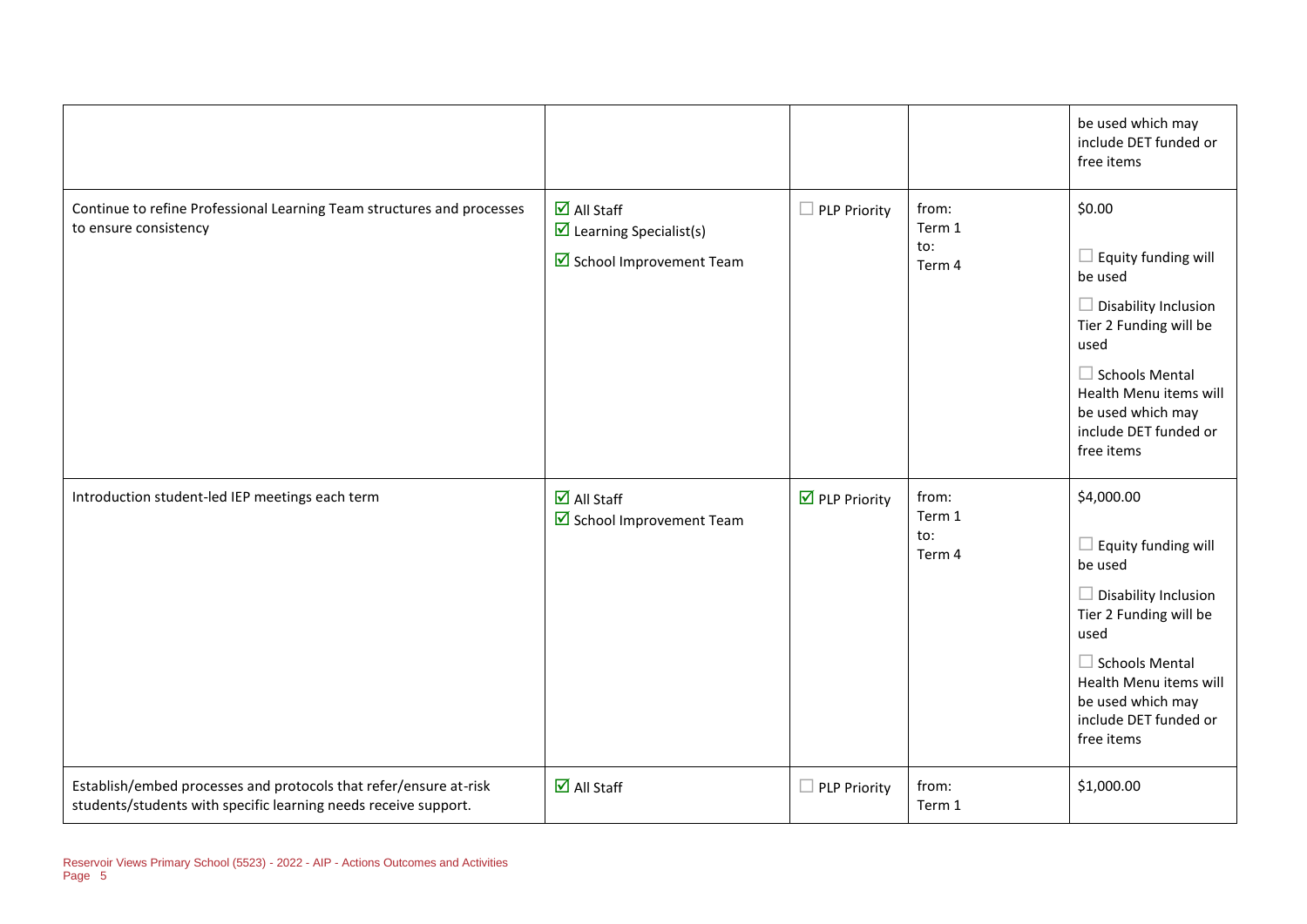| | | | | |
|---|---|---|---|---|
| | | | | be used which may include DET funded or free items |
| Continue to refine Professional Learning Team structures and processes to ensure consistency | ☑ All Staff<br>☑ Learning Specialist(s)<br>☑ School Improvement Team | ☐ PLP Priority | from:<br>Term 1<br>to:<br>Term 4 | $0.00<br><br>☐ Equity funding will be used<br><br>☐ Disability Inclusion Tier 2 Funding will be used<br><br>☐ Schools Mental Health Menu items will be used which may include DET funded or free items |
| Introduction student-led IEP meetings each term | ☑ All Staff<br>☑ School Improvement Team | ☑ PLP Priority | from:<br>Term 1<br>to:<br>Term 4 | $4,000.00<br><br>☐ Equity funding will be used<br><br>☐ Disability Inclusion Tier 2 Funding will be used<br><br>☐ Schools Mental Health Menu items will be used which may include DET funded or free items |
| Establish/embed processes and protocols that refer/ensure at-risk students/students with specific learning needs receive support. | ☑ All Staff | ☐ PLP Priority | from:<br>Term 1 | $1,000.00 |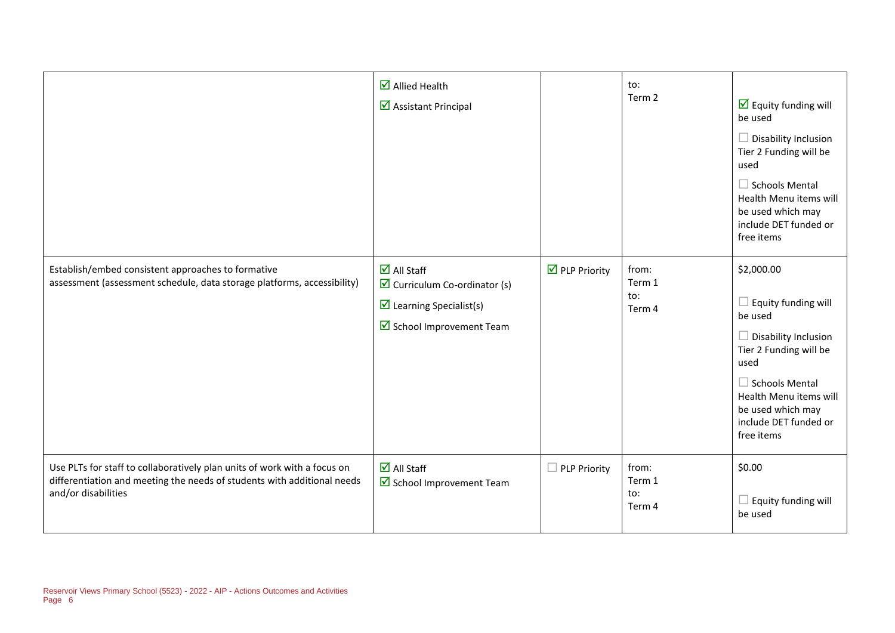| | | | | |
|---|---|---|---|---|
| | ☑ Allied Health<br>☑ Assistant Principal | | to:<br>Term 2 | ☑ Equity funding will be used<br>☐ Disability Inclusion Tier 2 Funding will be used<br>☐ Schools Mental Health Menu items will be used which may include DET funded or free items |
| Establish/embed consistent approaches to formative assessment (assessment schedule, data storage platforms, accessibility) | ☑ All Staff<br>☑ Curriculum Co-ordinator (s)<br>☑ Learning Specialist(s)<br>☑ School Improvement Team | ☑ PLP Priority | from:<br>Term 1<br>to:<br>Term 4 | $2,000.00<br>☐ Equity funding will be used<br>☐ Disability Inclusion Tier 2 Funding will be used<br>☐ Schools Mental Health Menu items will be used which may include DET funded or free items |
| Use PLTs for staff to collaboratively plan units of work with a focus on differentiation and meeting the needs of students with additional needs and/or disabilities | ☑ All Staff<br>☑ School Improvement Team | ☐ PLP Priority | from:<br>Term 1<br>to:<br>Term 4 | $0.00<br>☐ Equity funding will be used |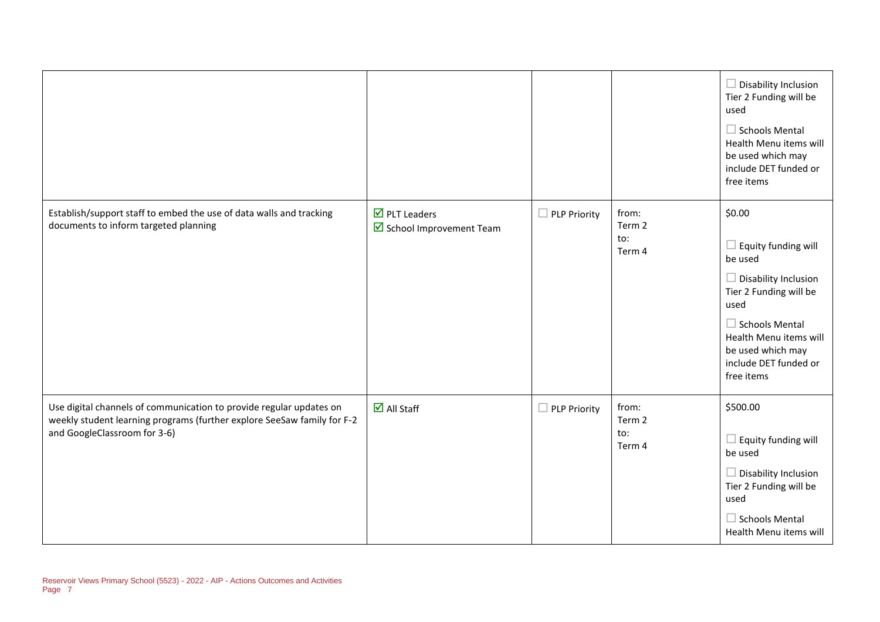| | | | | |
|---|---|---|---|---|
| | | | | ☐ Disability Inclusion Tier 2 Funding will be used<br><br>☐ Schools Mental Health Menu items will be used which may include DET funded or free items |
| Establish/support staff to embed the use of data walls and tracking documents to inform targeted planning | ☑ PLT Leaders<br>☑ School Improvement Team | ☐ PLP Priority | from:<br>Term 2<br>to:<br>Term 4 | $0.00<br><br>☐ Equity funding will be used<br><br>☐ Disability Inclusion Tier 2 Funding will be used<br><br>☐ Schools Mental Health Menu items will be used which may include DET funded or free items |
| Use digital channels of communication to provide regular updates on weekly student learning programs (further explore SeeSaw family for F-2 and GoogleClassroom for 3-6) | ☑ All Staff | ☐ PLP Priority | from:<br>Term 2<br>to:<br>Term 4 | $500.00<br><br>☐ Equity funding will be used<br><br>☐ Disability Inclusion Tier 2 Funding will be used<br><br>☐ Schools Mental Health Menu items will |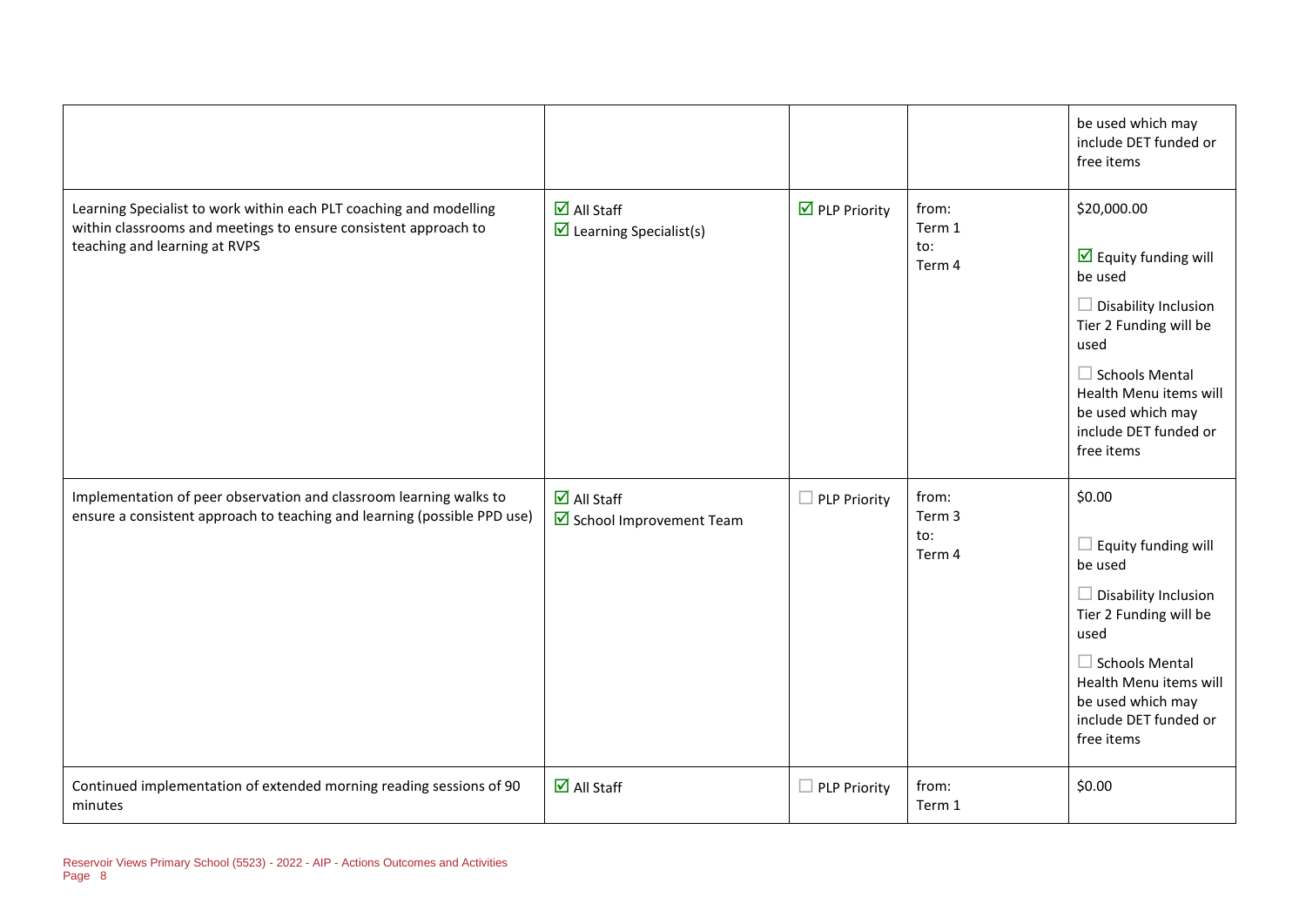|  |  |  |  | be used which may include DET funded or free items |
|---|---|---|---|---|
| Learning Specialist to work within each PLT coaching and modelling within classrooms and meetings to ensure consistent approach to teaching and learning at RVPS | ☑ All Staff<br>☑ Learning Specialist(s) | ☑ PLP Priority | from:<br>Term 1<br>to:<br>Term 4 | $20,000.00<br><br>☑ Equity funding will be used<br><br>☐ Disability Inclusion Tier 2 Funding will be used<br><br>☐ Schools Mental Health Menu items will be used which may include DET funded or free items |
| Implementation of peer observation and classroom learning walks to ensure a consistent approach to teaching and learning (possible PPD use) | ☑ All Staff<br>☑ School Improvement Team | ☐ PLP Priority | from:<br>Term 3<br>to:<br>Term 4 | $0.00<br><br>☐ Equity funding will be used<br><br>☐ Disability Inclusion Tier 2 Funding will be used<br><br>☐ Schools Mental Health Menu items will be used which may include DET funded or free items |
| Continued implementation of extended morning reading sessions of 90 minutes | ☑ All Staff | ☐ PLP Priority | from:<br>Term 1 | $0.00 |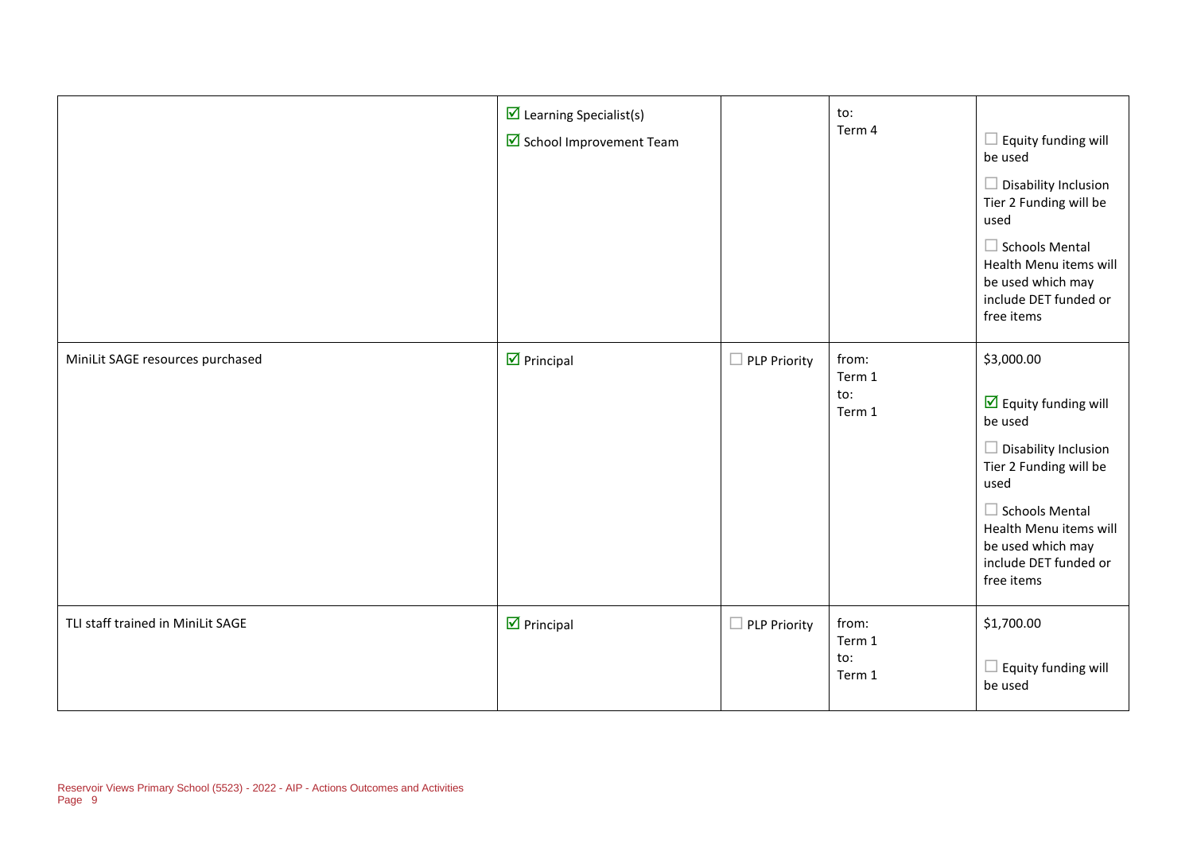| | | | | |
|---|---|---|---|---|
| | ☑ Learning Specialist(s)<br>☑ School Improvement Team | | to:<br>Term 4 | ☐ Equity funding will be used<br>☐ Disability Inclusion Tier 2 Funding will be used<br>☐ Schools Mental Health Menu items will be used which may include DET funded or free items |
| MiniLit SAGE resources purchased | ☑ Principal | ☐ PLP Priority | from:<br>Term 1<br>to:<br>Term 1 | $3,000.00<br>☑ Equity funding will be used<br>☐ Disability Inclusion Tier 2 Funding will be used<br>☐ Schools Mental Health Menu items will be used which may include DET funded or free items |
| TLI staff trained in MiniLit SAGE | ☑ Principal | ☐ PLP Priority | from:<br>Term 1<br>to:<br>Term 1 | $1,700.00<br>☐ Equity funding will be used |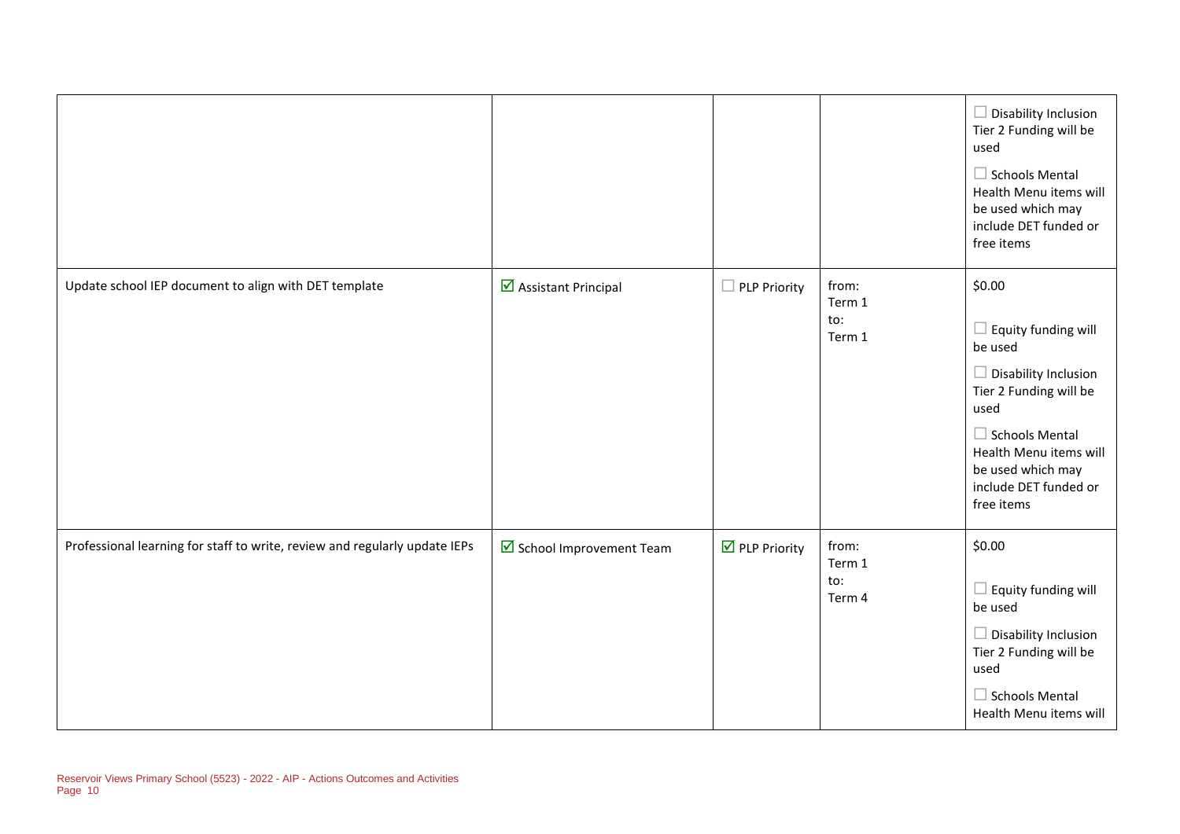| | | | | |
|---|---|---|---|---|
| | | | | ☐ Disability Inclusion Tier 2 Funding will be used<br><br>☐ Schools Mental Health Menu items will be used which may include DET funded or free items |
| Update school IEP document to align with DET template | ☑ Assistant Principal | ☐ PLP Priority | from:<br>Term 1<br>to:<br>Term 1 | $0.00<br><br>☐ Equity funding will be used<br><br>☐ Disability Inclusion Tier 2 Funding will be used<br><br>☐ Schools Mental Health Menu items will be used which may include DET funded or free items |
| Professional learning for staff to write, review and regularly update IEPs | ☑ School Improvement Team | ☑ PLP Priority | from:<br>Term 1<br>to:<br>Term 4 | $0.00<br><br>☐ Equity funding will be used<br><br>☐ Disability Inclusion Tier 2 Funding will be used<br><br>☐ Schools Mental Health Menu items will |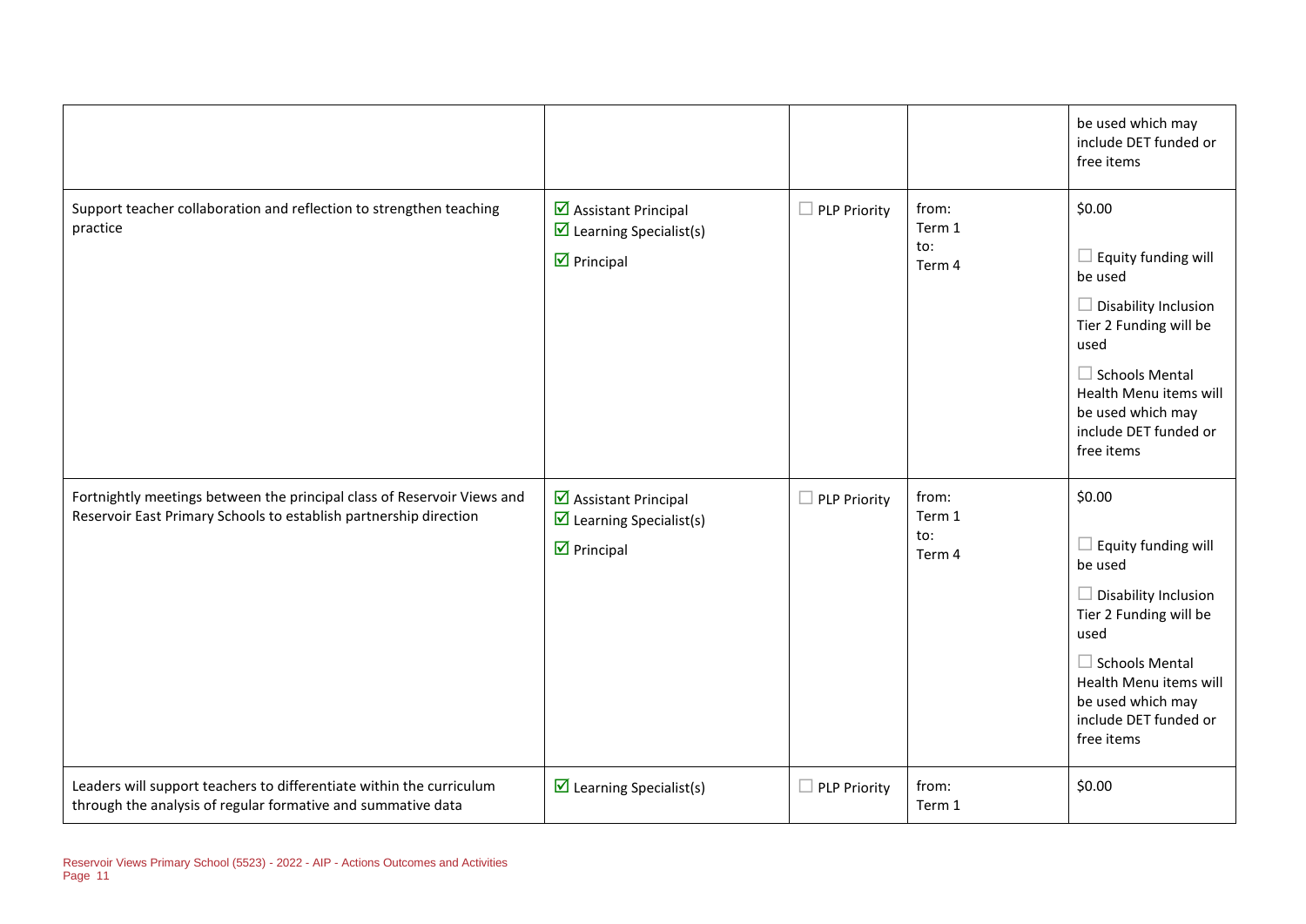| | | | | |
|---|---|---|---|---|
| | | | | be used which may include DET funded or free items |
| Support teacher collaboration and reflection to strengthen teaching practice | ☑ Assistant Principal<br>☑ Learning Specialist(s)<br>☑ Principal | ☐ PLP Priority | from:<br>Term 1<br>to:<br>Term 4 | $0.00<br><br>☐ Equity funding will be used<br><br>☐ Disability Inclusion Tier 2 Funding will be used<br><br>☐ Schools Mental Health Menu items will be used which may include DET funded or free items |
| Fortnightly meetings between the principal class of Reservoir Views and Reservoir East Primary Schools to establish partnership direction | ☑ Assistant Principal<br>☑ Learning Specialist(s)<br>☑ Principal | ☐ PLP Priority | from:<br>Term 1<br>to:<br>Term 4 | $0.00<br><br>☐ Equity funding will be used<br><br>☐ Disability Inclusion Tier 2 Funding will be used<br><br>☐ Schools Mental Health Menu items will be used which may include DET funded or free items |
| Leaders will support teachers to differentiate within the curriculum through the analysis of regular formative and summative data | ☑ Learning Specialist(s) | ☐ PLP Priority | from:<br>Term 1 | $0.00 |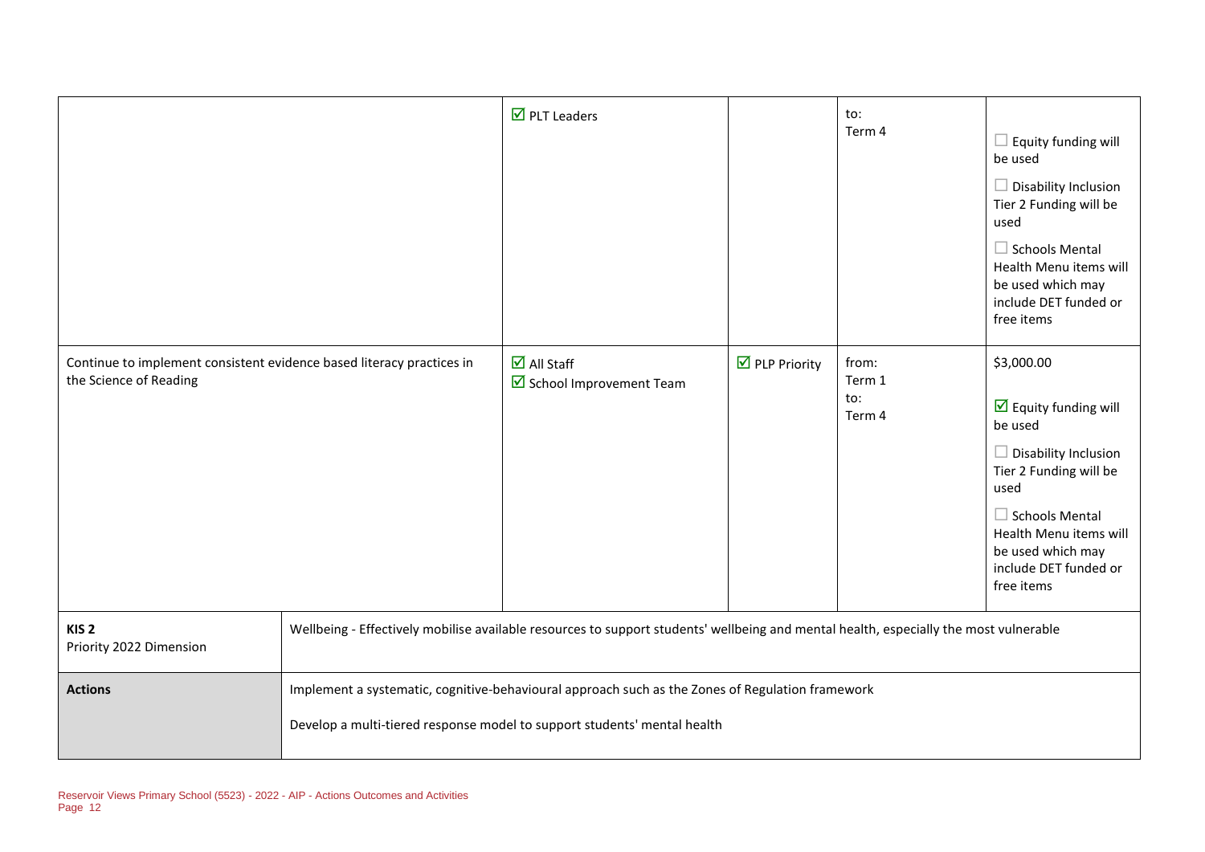| | | | | |
|---|---|---|---|---|
| | ☑ PLT Leaders | | to:<br>Term 4 | ☐ Equity funding will be used<br>☐ Disability Inclusion Tier 2 Funding will be used<br>☐ Schools Mental Health Menu items will be used which may include DET funded or free items |
| Continue to implement consistent evidence based literacy practices in the Science of Reading | ☑ All Staff<br>☑ School Improvement Team | ☑ PLP Priority | from:<br>Term 1<br>to:<br>Term 4 | $3,000.00<br>☑ Equity funding will be used<br>☐ Disability Inclusion Tier 2 Funding will be used<br>☐ Schools Mental Health Menu items will be used which may include DET funded or free items |

| | |
|---|---|
| **KIS 2**<br>Priority 2022 Dimension | Wellbeing - Effectively mobilise available resources to support students' wellbeing and mental health, especially the most vulnerable |
| **Actions** | Implement a systematic, cognitive-behavioural approach such as the Zones of Regulation framework<br><br>Develop a multi-tiered response model to support students' mental health |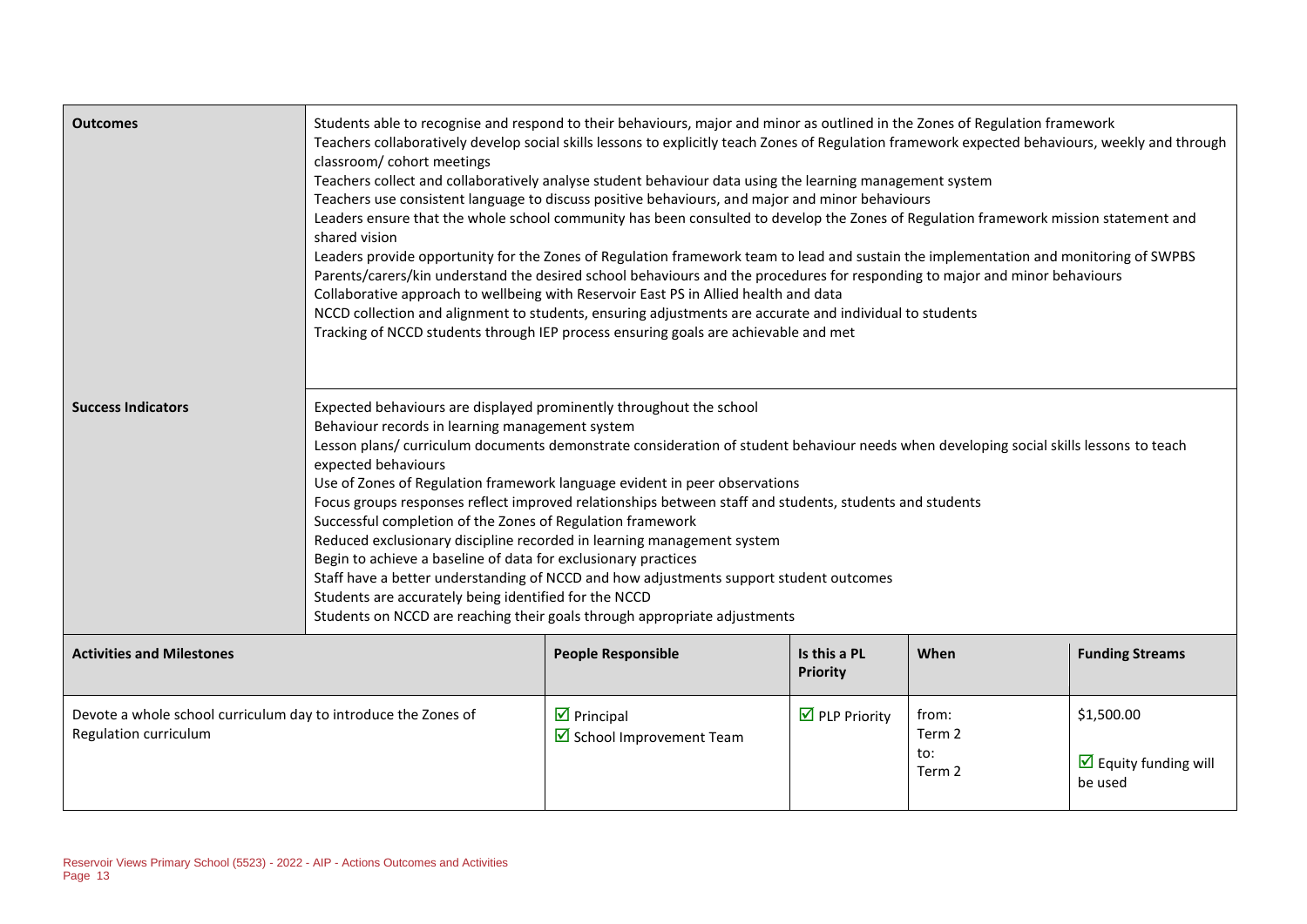| **Outcomes** | Students able to recognise and respond to their behaviours, major and minor as outlined in the Zones of Regulation framework<br>Teachers collaboratively develop social skills lessons to explicitly teach Zones of Regulation framework expected behaviours, weekly and through classroom/ cohort meetings<br>Teachers collect and collaboratively analyse student behaviour data using the learning management system<br>Teachers use consistent language to discuss positive behaviours, and major and minor behaviours<br>Leaders ensure that the whole school community has been consulted to develop the Zones of Regulation framework mission statement and shared vision<br>Leaders provide opportunity for the Zones of Regulation framework team to lead and sustain the implementation and monitoring of SWPBS<br>Parents/carers/kin understand the desired school behaviours and the procedures for responding to major and minor behaviours<br>Collaborative approach to wellbeing with Reservoir East PS in Allied health and data<br>NCCD collection and alignment to students, ensuring adjustments are accurate and individual to students<br>Tracking of NCCD students through IEP process ensuring goals are achievable and met |
|---|---|
| **Success Indicators** | Expected behaviours are displayed prominently throughout the school<br>Behaviour records in learning management system<br>Lesson plans/ curriculum documents demonstrate consideration of student behaviour needs when developing social skills lessons to teach expected behaviours<br>Use of Zones of Regulation framework language evident in peer observations<br>Focus groups responses reflect improved relationships between staff and students, students and students<br>Successful completion of the Zones of Regulation framework<br>Reduced exclusionary discipline recorded in learning management system<br>Begin to achieve a baseline of data for exclusionary practices<br>Staff have a better understanding of NCCD and how adjustments support student outcomes<br>Students are accurately being identified for the NCCD<br>Students on NCCD are reaching their goals through appropriate adjustments |

| **Activities and Milestones** | **People Responsible** | **Is this a PL Priority** | **When** | **Funding Streams** |
|---|---|---|---|---|
| Devote a whole school curriculum day to introduce the Zones of Regulation curriculum | ☑ Principal<br>☑ School Improvement Team | ☑ PLP Priority | from:<br>Term 2<br>to:<br>Term 2 | \$1,500.00<br>☑ Equity funding will be used |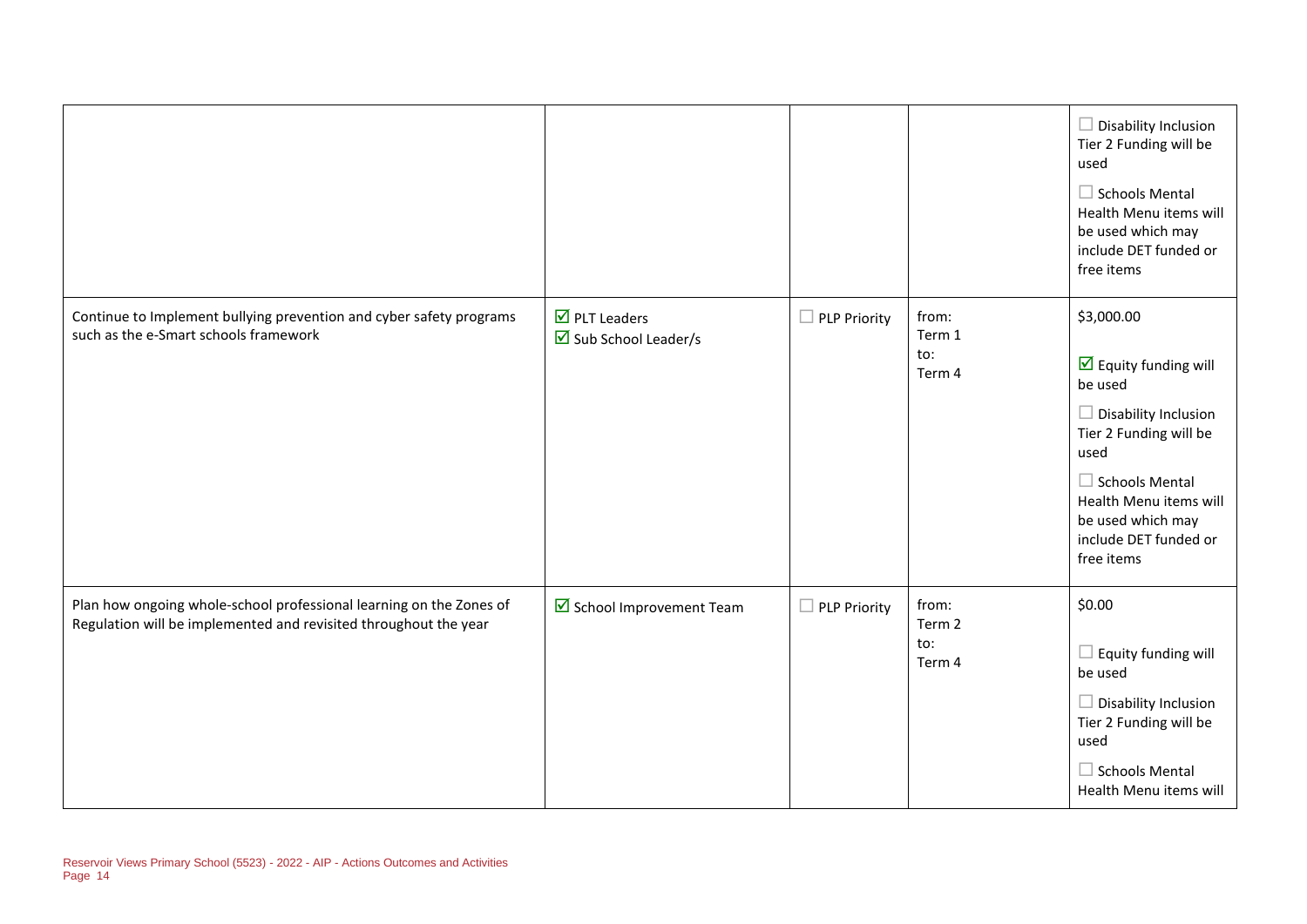| | | | | |
|---|---|---|---|---|
| | | | | ☐ Disability Inclusion Tier 2 Funding will be used<br><br>☐ Schools Mental Health Menu items will be used which may include DET funded or free items |
| Continue to Implement bullying prevention and cyber safety programs such as the e-Smart schools framework | ☑ PLT Leaders<br>☑ Sub School Leader/s | ☐ PLP Priority | from:<br>Term 1<br>to:<br>Term 4 | $3,000.00<br><br>☑ Equity funding will be used<br><br>☐ Disability Inclusion Tier 2 Funding will be used<br><br>☐ Schools Mental Health Menu items will be used which may include DET funded or free items |
| Plan how ongoing whole-school professional learning on the Zones of Regulation will be implemented and revisited throughout the year | ☑ School Improvement Team | ☐ PLP Priority | from:<br>Term 2<br>to:<br>Term 4 | $0.00<br><br>☐ Equity funding will be used<br><br>☐ Disability Inclusion Tier 2 Funding will be used<br><br>☐ Schools Mental Health Menu items will |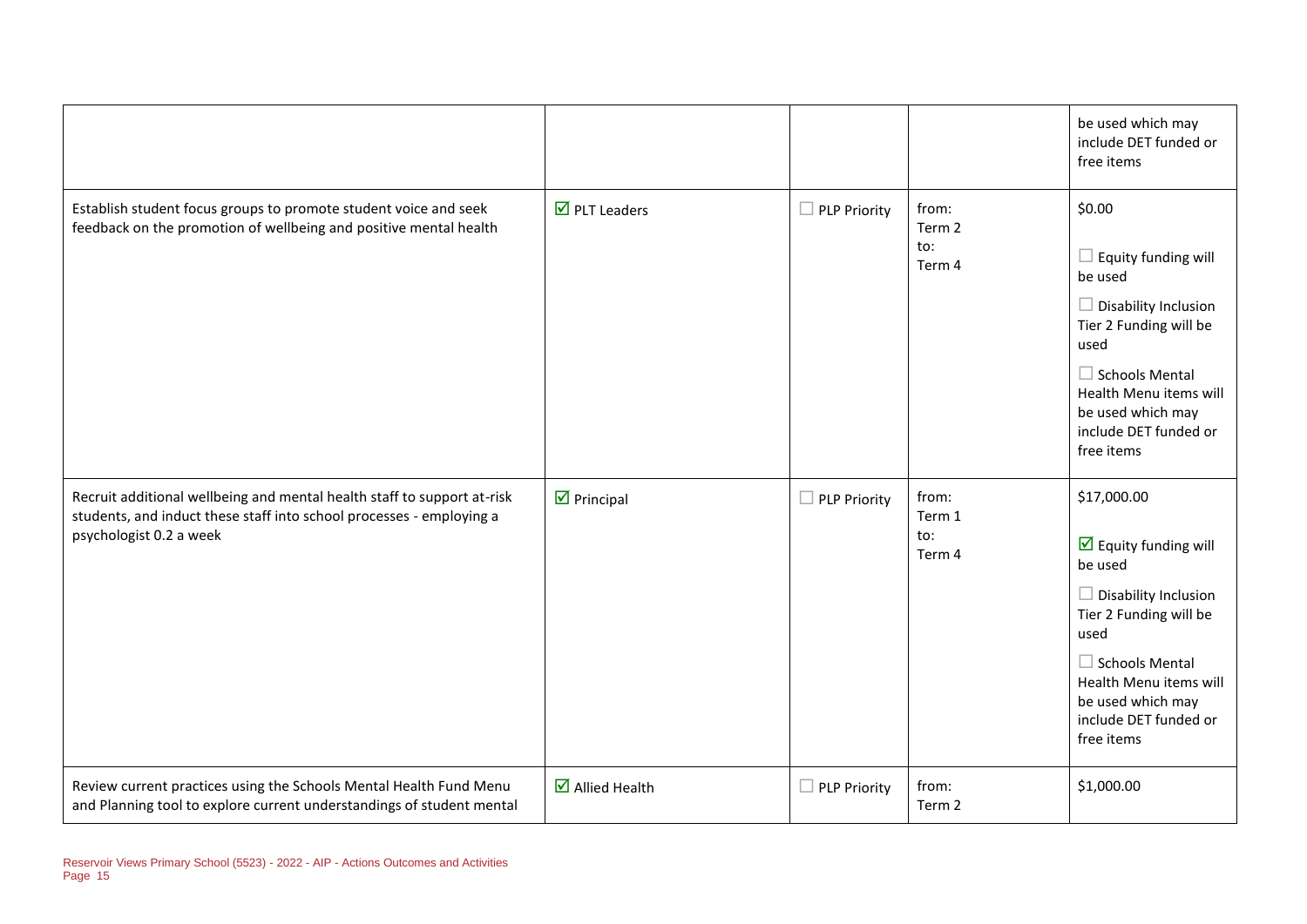| | | | | |
|---|---|---|---|---|
| | | | | be used which may include DET funded or free items |
| Establish student focus groups to promote student voice and seek feedback on the promotion of wellbeing and positive mental health | ☑ PLT Leaders | ☐ PLP Priority | from: Term 2 to: Term 4 | $0.00<br><br>☐ Equity funding will be used<br><br>☐ Disability Inclusion Tier 2 Funding will be used<br><br>☐ Schools Mental Health Menu items will be used which may include DET funded or free items |
| Recruit additional wellbeing and mental health staff to support at-risk students, and induct these staff into school processes - employing a psychologist 0.2 a week | ☑ Principal | ☐ PLP Priority | from: Term 1 to: Term 4 | $17,000.00<br><br>☑ Equity funding will be used<br><br>☐ Disability Inclusion Tier 2 Funding will be used<br><br>☐ Schools Mental Health Menu items will be used which may include DET funded or free items |
| Review current practices using the Schools Mental Health Fund Menu and Planning tool to explore current understandings of student mental | ☑ Allied Health | ☐ PLP Priority | from: Term 2 | $1,000.00 |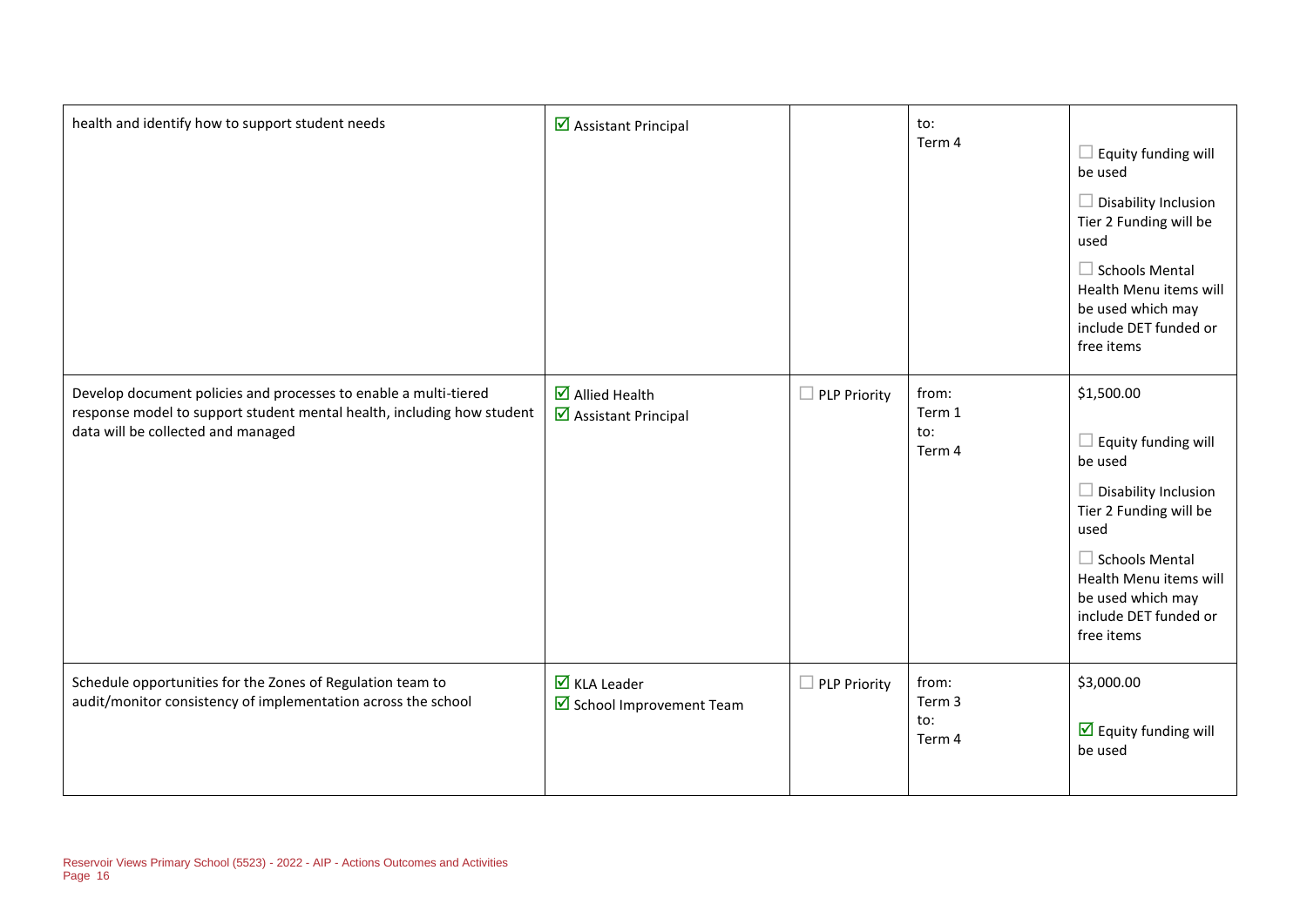| | | | | |
|---|---|---|---|---|
| health and identify how to support student needs | ☑ Assistant Principal | | to:<br>Term 4 | ☐ Equity funding will be used<br>☐ Disability Inclusion Tier 2 Funding will be used<br>☐ Schools Mental Health Menu items will be used which may include DET funded or free items |
| Develop document policies and processes to enable a multi-tiered response model to support student mental health, including how student data will be collected and managed | ☑ Allied Health<br>☑ Assistant Principal | ☐ PLP Priority | from:<br>Term 1<br>to:<br>Term 4 | $1,500.00<br>☐ Equity funding will be used<br>☐ Disability Inclusion Tier 2 Funding will be used<br>☐ Schools Mental Health Menu items will be used which may include DET funded or free items |
| Schedule opportunities for the Zones of Regulation team to audit/monitor consistency of implementation across the school | ☑ KLA Leader<br>☑ School Improvement Team | ☐ PLP Priority | from:<br>Term 3<br>to:<br>Term 4 | $3,000.00<br>☑ Equity funding will be used |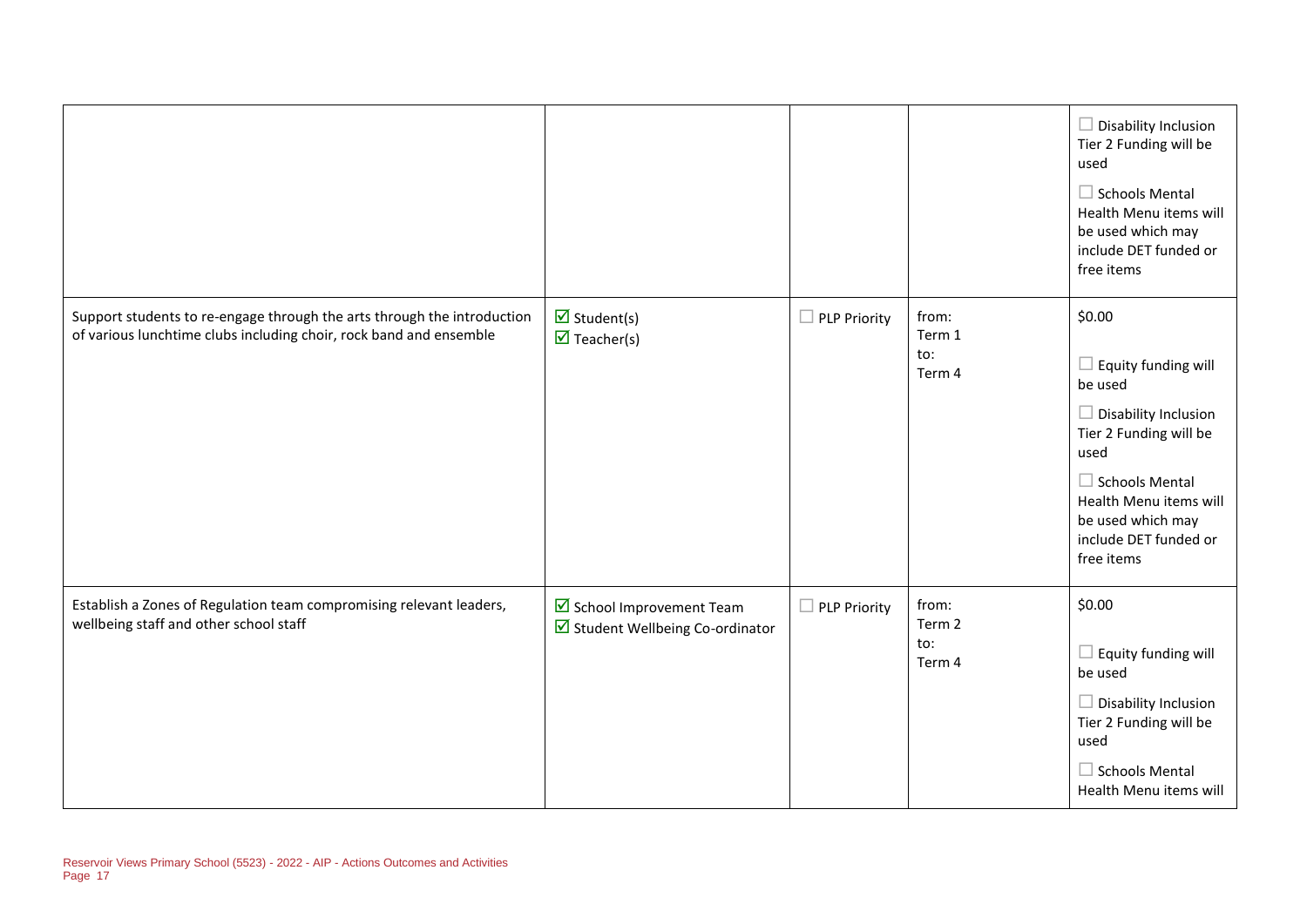| | | | | |
|---|---|---|---|---|
| | | | | ☐ Disability Inclusion Tier 2 Funding will be used<br><br>☐ Schools Mental Health Menu items will be used which may include DET funded or free items |
| Support students to re-engage through the arts through the introduction of various lunchtime clubs including choir, rock band and ensemble | ☑ Student(s)<br>☑ Teacher(s) | ☐ PLP Priority | from:<br>Term 1<br>to:<br>Term 4 | $0.00<br><br>☐ Equity funding will be used<br><br>☐ Disability Inclusion Tier 2 Funding will be used<br><br>☐ Schools Mental Health Menu items will be used which may include DET funded or free items |
| Establish a Zones of Regulation team compromising relevant leaders, wellbeing staff and other school staff | ☑ School Improvement Team<br>☑ Student Wellbeing Co-ordinator | ☐ PLP Priority | from:<br>Term 2<br>to:<br>Term 4 | $0.00<br><br>☐ Equity funding will be used<br><br>☐ Disability Inclusion Tier 2 Funding will be used<br><br>☐ Schools Mental Health Menu items will |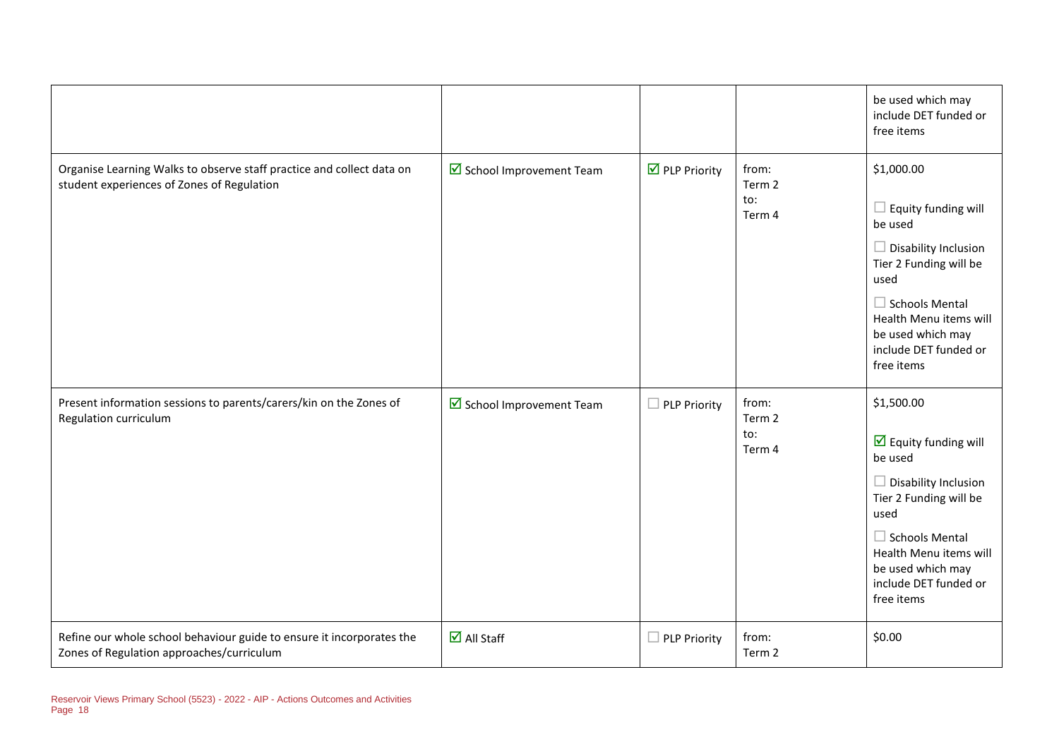| | | | | |
|---|---|---|---|---|
| | | | | be used which may include DET funded or free items |
| Organise Learning Walks to observe staff practice and collect data on student experiences of Zones of Regulation | ☑ School Improvement Team | ☑ PLP Priority | from: Term 2 to: Term 4 | $1,000.00<br><br>☐ Equity funding will be used<br><br>☐ Disability Inclusion Tier 2 Funding will be used<br><br>☐ Schools Mental Health Menu items will be used which may include DET funded or free items |
| Present information sessions to parents/carers/kin on the Zones of Regulation curriculum | ☑ School Improvement Team | ☐ PLP Priority | from: Term 2 to: Term 4 | $1,500.00<br><br>☑ Equity funding will be used<br><br>☐ Disability Inclusion Tier 2 Funding will be used<br><br>☐ Schools Mental Health Menu items will be used which may include DET funded or free items |
| Refine our whole school behaviour guide to ensure it incorporates the Zones of Regulation approaches/curriculum | ☑ All Staff | ☐ PLP Priority | from: Term 2 | $0.00 |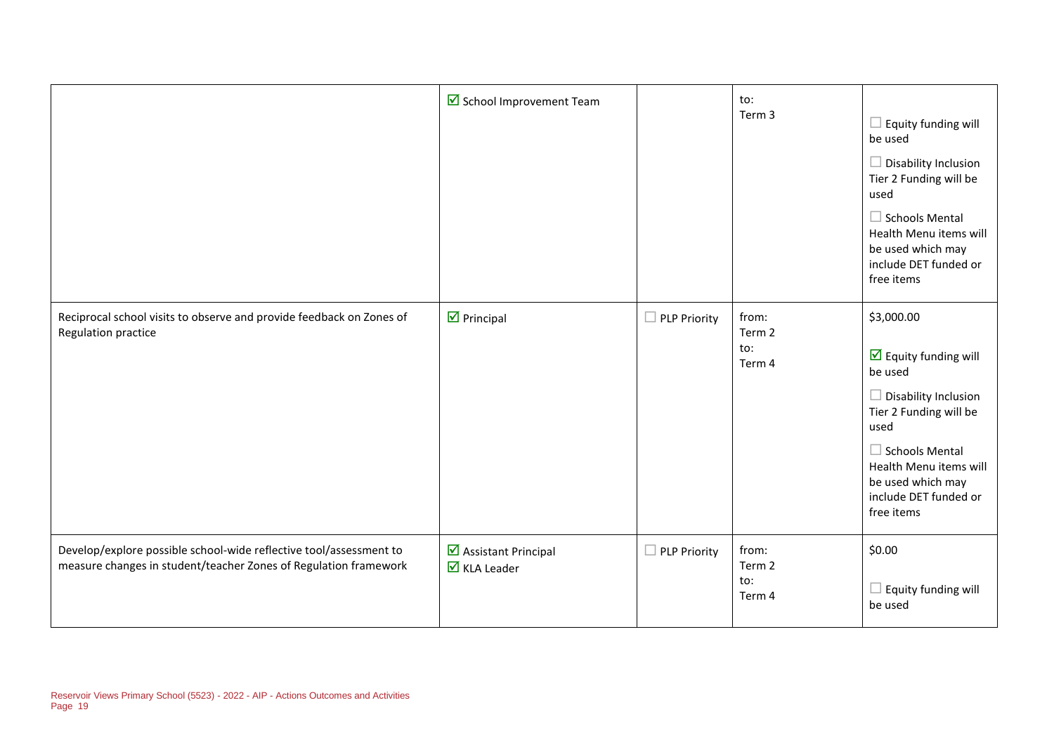| | | | | |
|---|---|---|---|---|
| | ☑ School Improvement Team | | to:<br>Term 3 | ☐ Equity funding will be used<br>☐ Disability Inclusion Tier 2 Funding will be used<br>☐ Schools Mental Health Menu items will be used which may include DET funded or free items |
| Reciprocal school visits to observe and provide feedback on Zones of Regulation practice | ☑ Principal | ☐ PLP Priority | from:<br>Term 2<br>to:<br>Term 4 | $3,000.00<br>☑ Equity funding will be used<br>☐ Disability Inclusion Tier 2 Funding will be used<br>☐ Schools Mental Health Menu items will be used which may include DET funded or free items |
| Develop/explore possible school-wide reflective tool/assessment to measure changes in student/teacher Zones of Regulation framework | ☑ Assistant Principal<br>☑ KLA Leader | ☐ PLP Priority | from:<br>Term 2<br>to:<br>Term 4 | $0.00<br>☐ Equity funding will be used |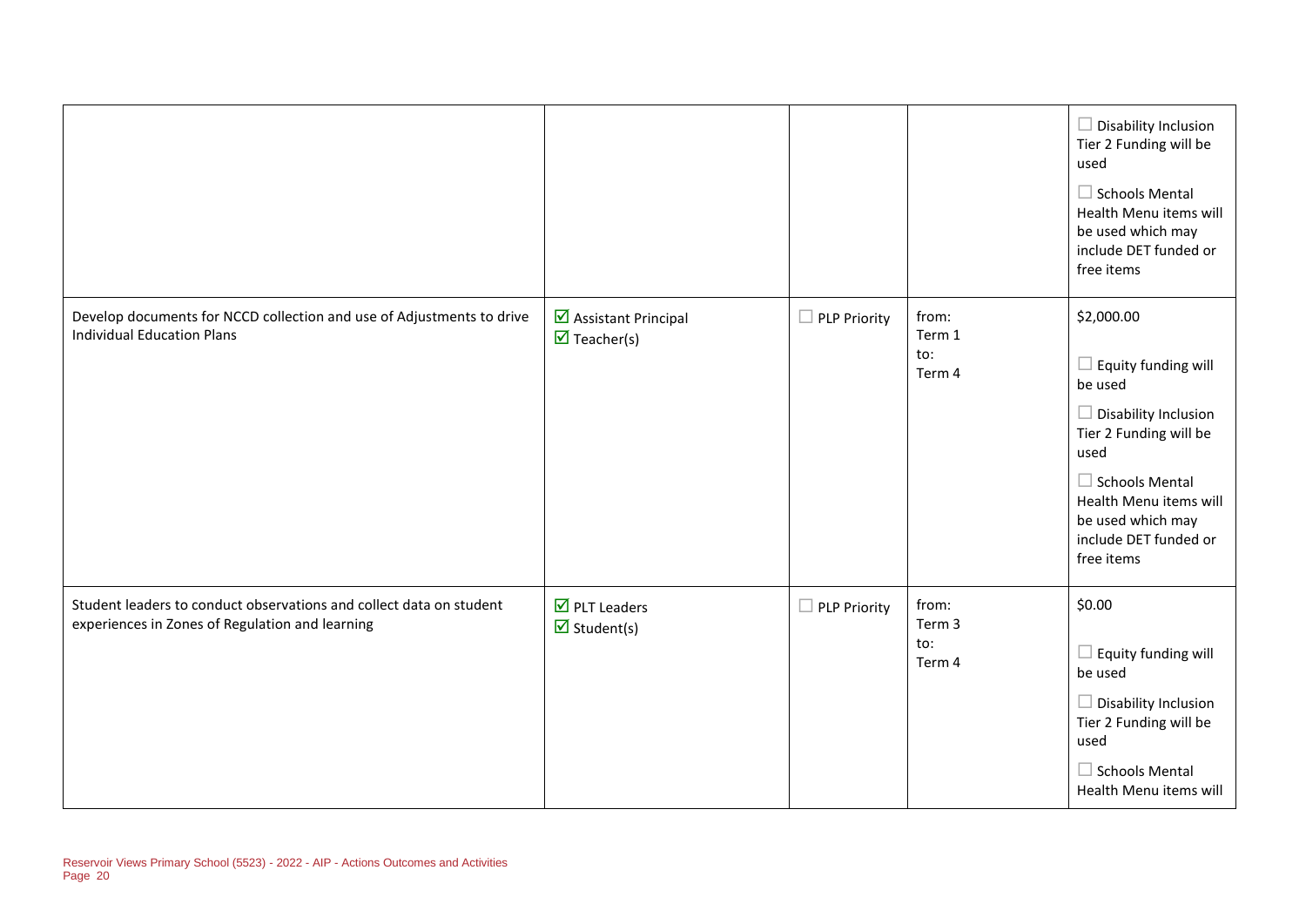| | | | | |
|---|---|---|---|---|
| | | | | ☐ Disability Inclusion Tier 2 Funding will be used<br><br>☐ Schools Mental Health Menu items will be used which may include DET funded or free items |
| Develop documents for NCCD collection and use of Adjustments to drive Individual Education Plans | ☑ Assistant Principal<br>☑ Teacher(s) | ☐ PLP Priority | from:<br>Term 1<br>to:<br>Term 4 | $2,000.00<br><br>☐ Equity funding will be used<br><br>☐ Disability Inclusion Tier 2 Funding will be used<br><br>☐ Schools Mental Health Menu items will be used which may include DET funded or free items |
| Student leaders to conduct observations and collect data on student experiences in Zones of Regulation and learning | ☑ PLT Leaders<br>☑ Student(s) | ☐ PLP Priority | from:<br>Term 3<br>to:<br>Term 4 | $0.00<br><br>☐ Equity funding will be used<br><br>☐ Disability Inclusion Tier 2 Funding will be used<br><br>☐ Schools Mental Health Menu items will |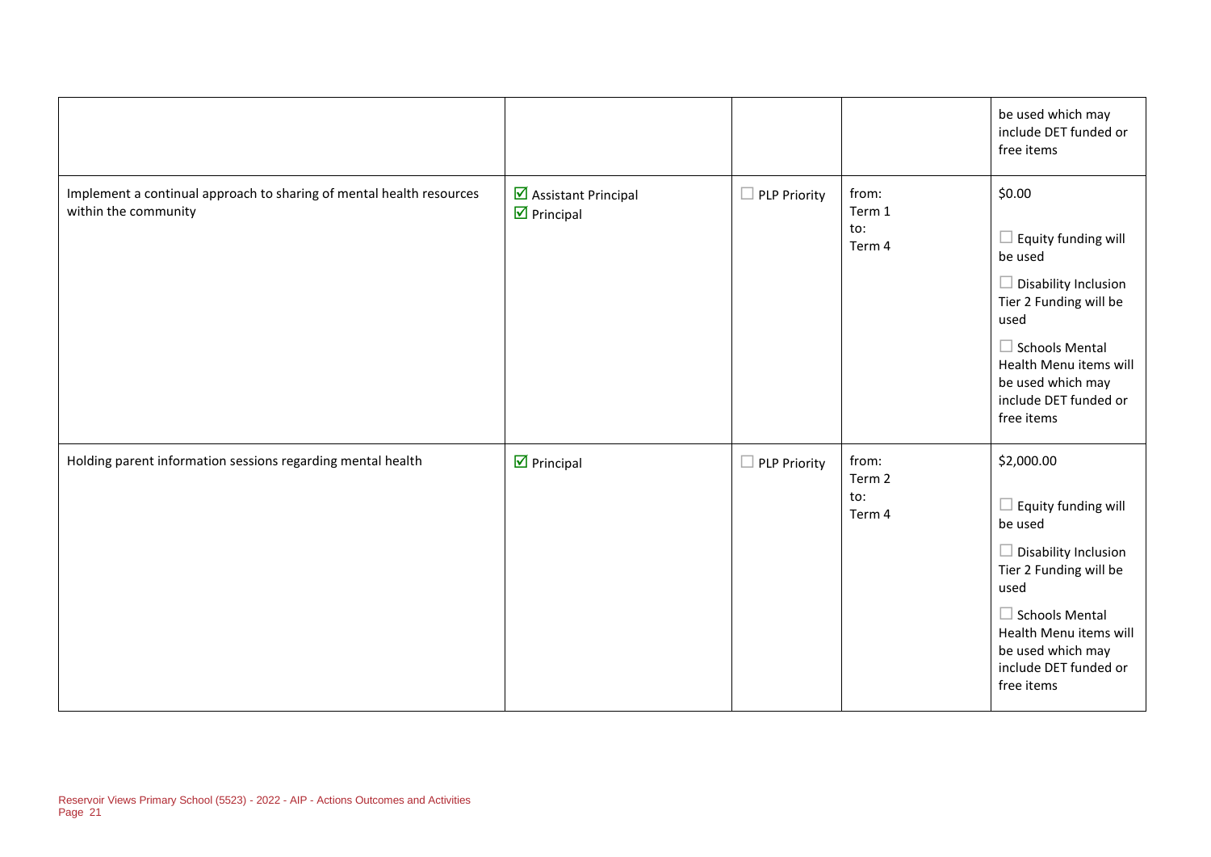| | | | | |
|---|---|---|---|---|
| | | | | be used which may include DET funded or free items |
| Implement a continual approach to sharing of mental health resources within the community | ☑ Assistant Principal<br>☑ Principal | ☐ PLP Priority | from:<br>Term 1<br>to:<br>Term 4 | $0.00<br><br>☐ Equity funding will be used<br><br>☐ Disability Inclusion Tier 2 Funding will be used<br><br>☐ Schools Mental Health Menu items will be used which may include DET funded or free items |
| Holding parent information sessions regarding mental health | ☑ Principal | ☐ PLP Priority | from:<br>Term 2<br>to:<br>Term 4 | $2,000.00<br><br>☐ Equity funding will be used<br><br>☐ Disability Inclusion Tier 2 Funding will be used<br><br>☐ Schools Mental Health Menu items will be used which may include DET funded or free items |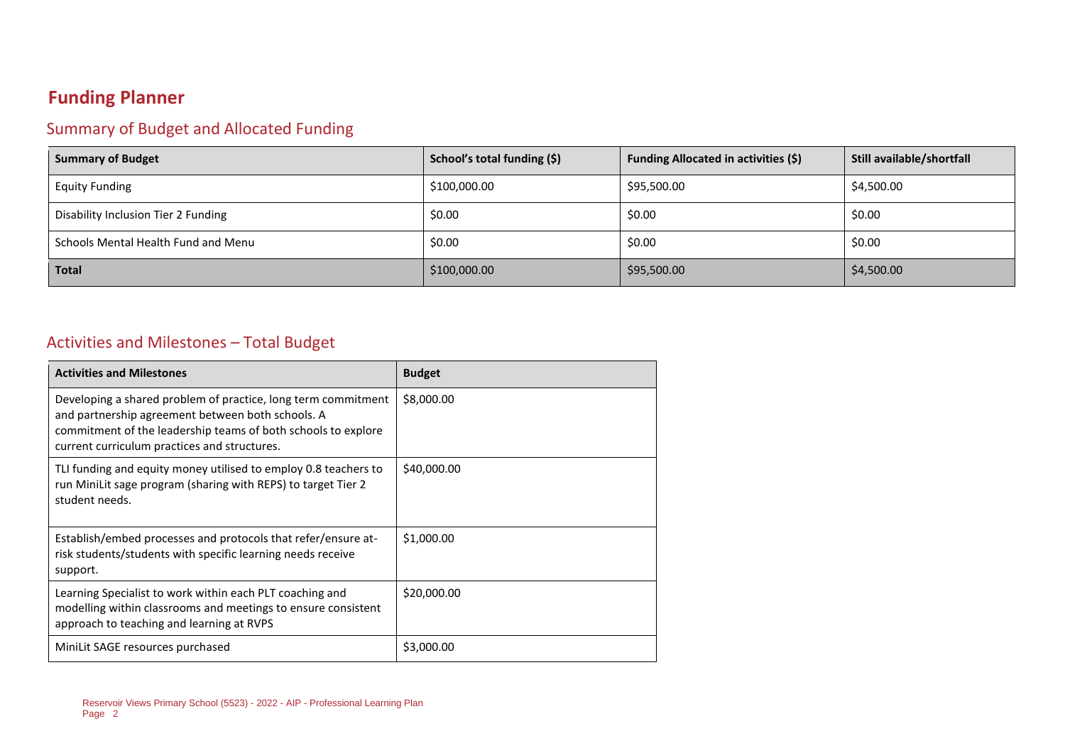# Funding Planner

## Summary of Budget and Allocated Funding

| Summary of Budget | School's total funding ($) | Funding Allocated in activities ($) | Still available/shortfall |
|---|---|---|---|
| Equity Funding | $100,000.00 | $95,500.00 | $4,500.00 |
| Disability Inclusion Tier 2 Funding | $0.00 | $0.00 | $0.00 |
| Schools Mental Health Fund and Menu | $0.00 | $0.00 | $0.00 |
| **Total** | $100,000.00 | $95,500.00 | $4,500.00 |

## Activities and Milestones – Total Budget

| Activities and Milestones | Budget |
|---|---|
| Developing a shared problem of practice, long term commitment and partnership agreement between both schools. A commitment of the leadership teams of both schools to explore current curriculum practices and structures. | $8,000.00 |
| TLI funding and equity money utilised to employ 0.8 teachers to run MiniLit sage program (sharing with REPS) to target Tier 2 student needs. | $40,000.00 |
| Establish/embed processes and protocols that refer/ensure at-risk students/students with specific learning needs receive support. | $1,000.00 |
| Learning Specialist to work within each PLT coaching and modelling within classrooms and meetings to ensure consistent approach to teaching and learning at RVPS | $20,000.00 |
| MiniLit SAGE resources purchased | $3,000.00 |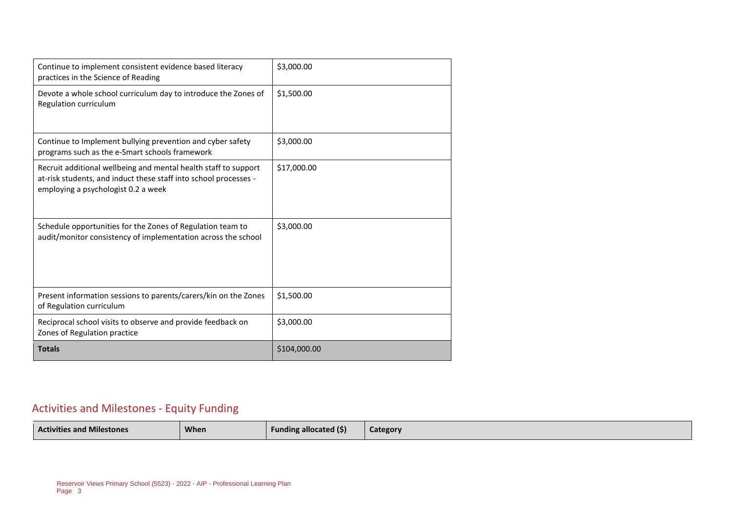| | |
|---|---|
| Continue to implement consistent evidence based literacy practices in the Science of Reading | $3,000.00 |
| Devote a whole school curriculum day to introduce the Zones of Regulation curriculum | $1,500.00 |
| Continue to Implement bullying prevention and cyber safety programs such as the e-Smart schools framework | $3,000.00 |
| Recruit additional wellbeing and mental health staff to support at-risk students, and induct these staff into school processes - employing a psychologist 0.2 a week | $17,000.00 |
| Schedule opportunities for the Zones of Regulation team to audit/monitor consistency of implementation across the school | $3,000.00 |
| Present information sessions to parents/carers/kin on the Zones of Regulation curriculum | $1,500.00 |
| Reciprocal school visits to observe and provide feedback on Zones of Regulation practice | $3,000.00 |
| **Totals** | $104,000.00 |

## Activities and Milestones - Equity Funding

| Activities and Milestones | When | Funding allocated ($) | Category |
|---|---|---|---|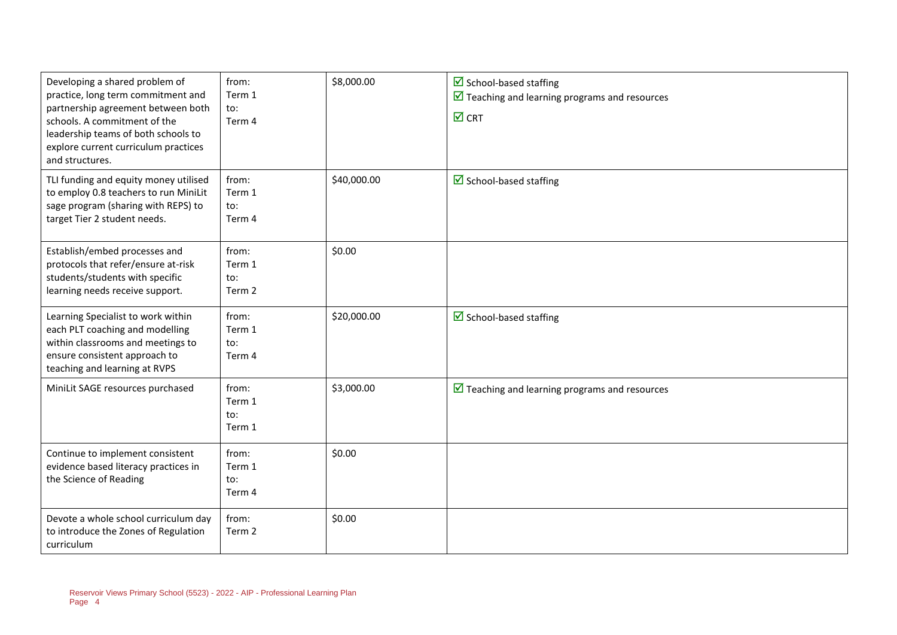| | | | |
|---|---|---|---|
| Developing a shared problem of practice, long term commitment and partnership agreement between both schools. A commitment of the leadership teams of both schools to explore current curriculum practices and structures. | from: Term 1 to: Term 4 | $8,000.00 | ☑ School-based staffing<br>☑ Teaching and learning programs and resources<br>☑ CRT |
| TLI funding and equity money utilised to employ 0.8 teachers to run MiniLit sage program (sharing with REPS) to target Tier 2 student needs. | from: Term 1 to: Term 4 | $40,000.00 | ☑ School-based staffing |
| Establish/embed processes and protocols that refer/ensure at-risk students/students with specific learning needs receive support. | from: Term 1 to: Term 2 | $0.00 | |
| Learning Specialist to work within each PLT coaching and modelling within classrooms and meetings to ensure consistent approach to teaching and learning at RVPS | from: Term 1 to: Term 4 | $20,000.00 | ☑ School-based staffing |
| MiniLit SAGE resources purchased | from: Term 1 to: Term 1 | $3,000.00 | ☑ Teaching and learning programs and resources |
| Continue to implement consistent evidence based literacy practices in the Science of Reading | from: Term 1 to: Term 4 | $0.00 | |
| Devote a whole school curriculum day to introduce the Zones of Regulation curriculum | from: Term 2 | $0.00 | |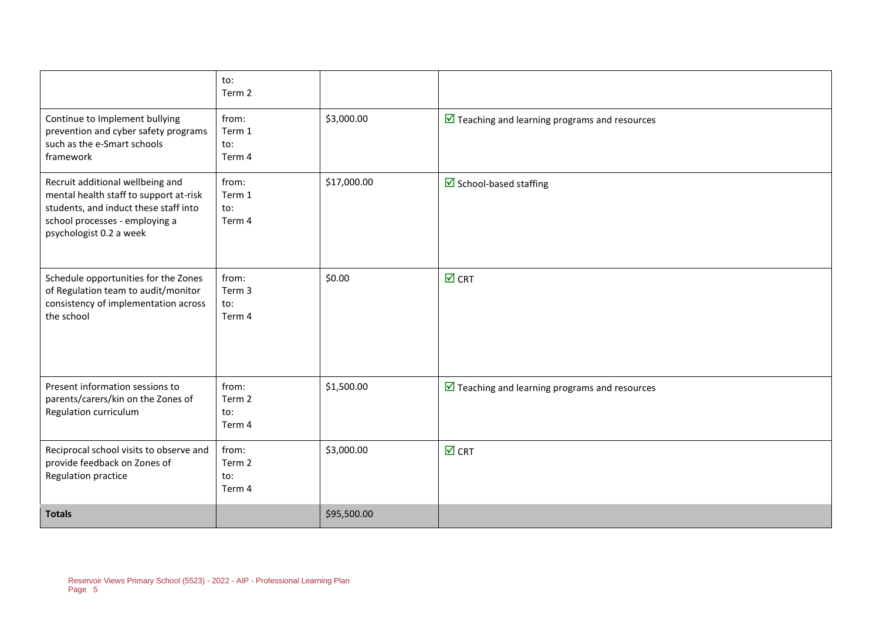|  | to:<br>Term 2 |  |  |
|---|---|---|---|
| Continue to Implement bullying prevention and cyber safety programs such as the e-Smart schools framework | from:<br>Term 1<br>to:<br>Term 4 | $3,000.00 | ☑ Teaching and learning programs and resources |
| Recruit additional wellbeing and mental health staff to support at-risk students, and induct these staff into school processes - employing a psychologist 0.2 a week | from:<br>Term 1<br>to:<br>Term 4 | $17,000.00 | ☑ School-based staffing |
| Schedule opportunities for the Zones of Regulation team to audit/monitor consistency of implementation across the school | from:<br>Term 3<br>to:<br>Term 4 | $0.00 | ☑ CRT |
| Present information sessions to parents/carers/kin on the Zones of Regulation curriculum | from:<br>Term 2<br>to:<br>Term 4 | $1,500.00 | ☑ Teaching and learning programs and resources |
| Reciprocal school visits to observe and provide feedback on Zones of Regulation practice | from:<br>Term 2<br>to:<br>Term 4 | $3,000.00 | ☑ CRT |
| **Totals** |  | $95,500.00 |  |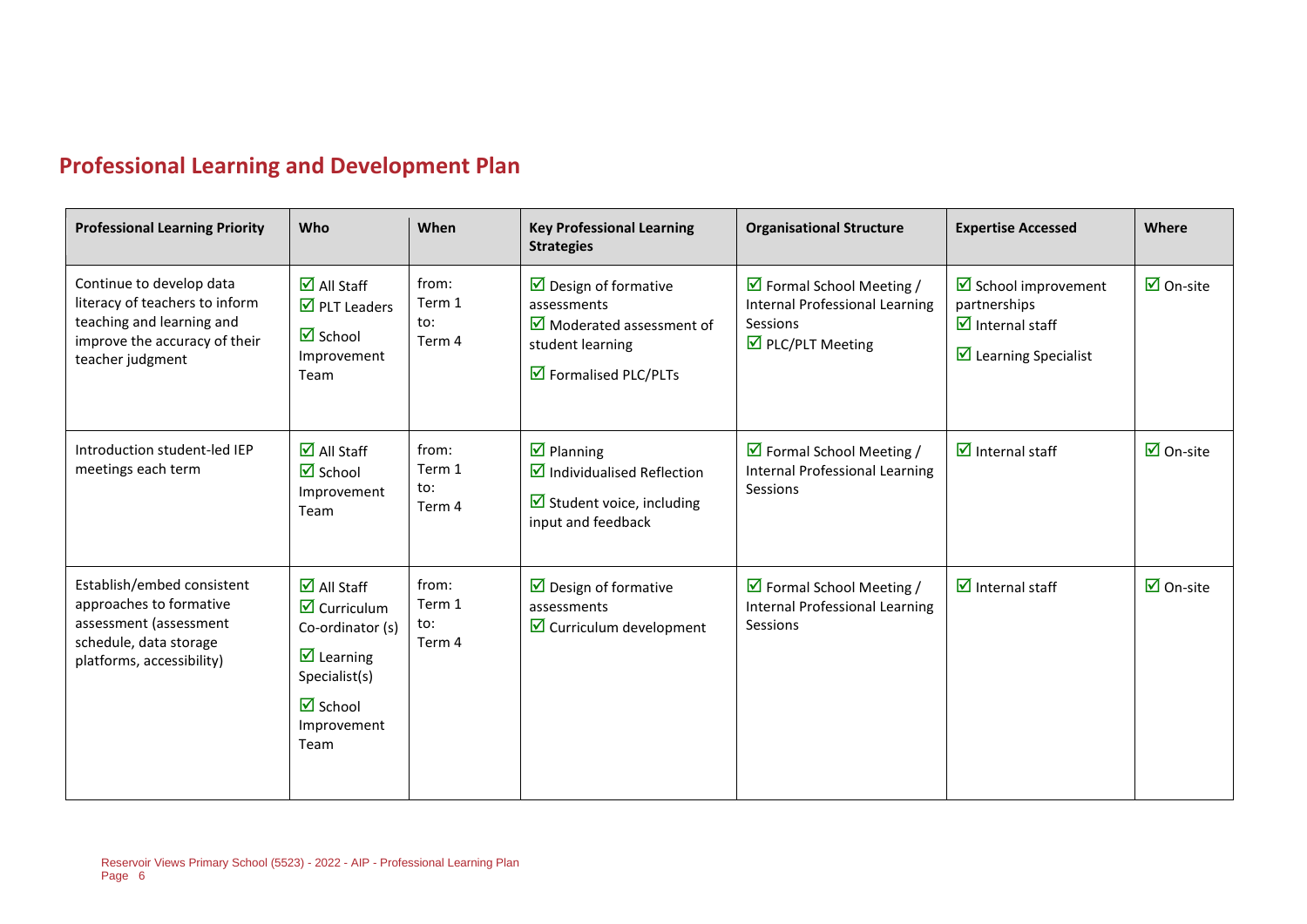## Professional Learning and Development Plan

| Professional Learning Priority | Who | When | Key Professional Learning Strategies | Organisational Structure | Expertise Accessed | Where |
|---|---|---|---|---|---|---|
| Continue to develop data literacy of teachers to inform teaching and learning and improve the accuracy of their teacher judgment | ☑ All Staff<br>☑ PLT Leaders<br>☑ School Improvement Team | from: Term 1<br>to: Term 4 | ☑ Design of formative assessments<br>☑ Moderated assessment of student learning<br>☑ Formalised PLC/PLTs | ☑ Formal School Meeting / Internal Professional Learning Sessions<br>☑ PLC/PLT Meeting | ☑ School improvement partnerships<br>☑ Internal staff<br>☑ Learning Specialist | ☑ On-site |
| Introduction student-led IEP meetings each term | ☑ All Staff<br>☑ School Improvement Team | from: Term 1<br>to: Term 4 | ☑ Planning<br>☑ Individualised Reflection<br>☑ Student voice, including input and feedback | ☑ Formal School Meeting / Internal Professional Learning Sessions | ☑ Internal staff | ☑ On-site |
| Establish/embed consistent approaches to formative assessment (assessment schedule, data storage platforms, accessibility) | ☑ All Staff<br>☑ Curriculum Co-ordinator (s)<br>☑ Learning Specialist(s)<br>☑ School Improvement Team | from: Term 1<br>to: Term 4 | ☑ Design of formative assessments<br>☑ Curriculum development | ☑ Formal School Meeting / Internal Professional Learning Sessions | ☑ Internal staff | ☑ On-site |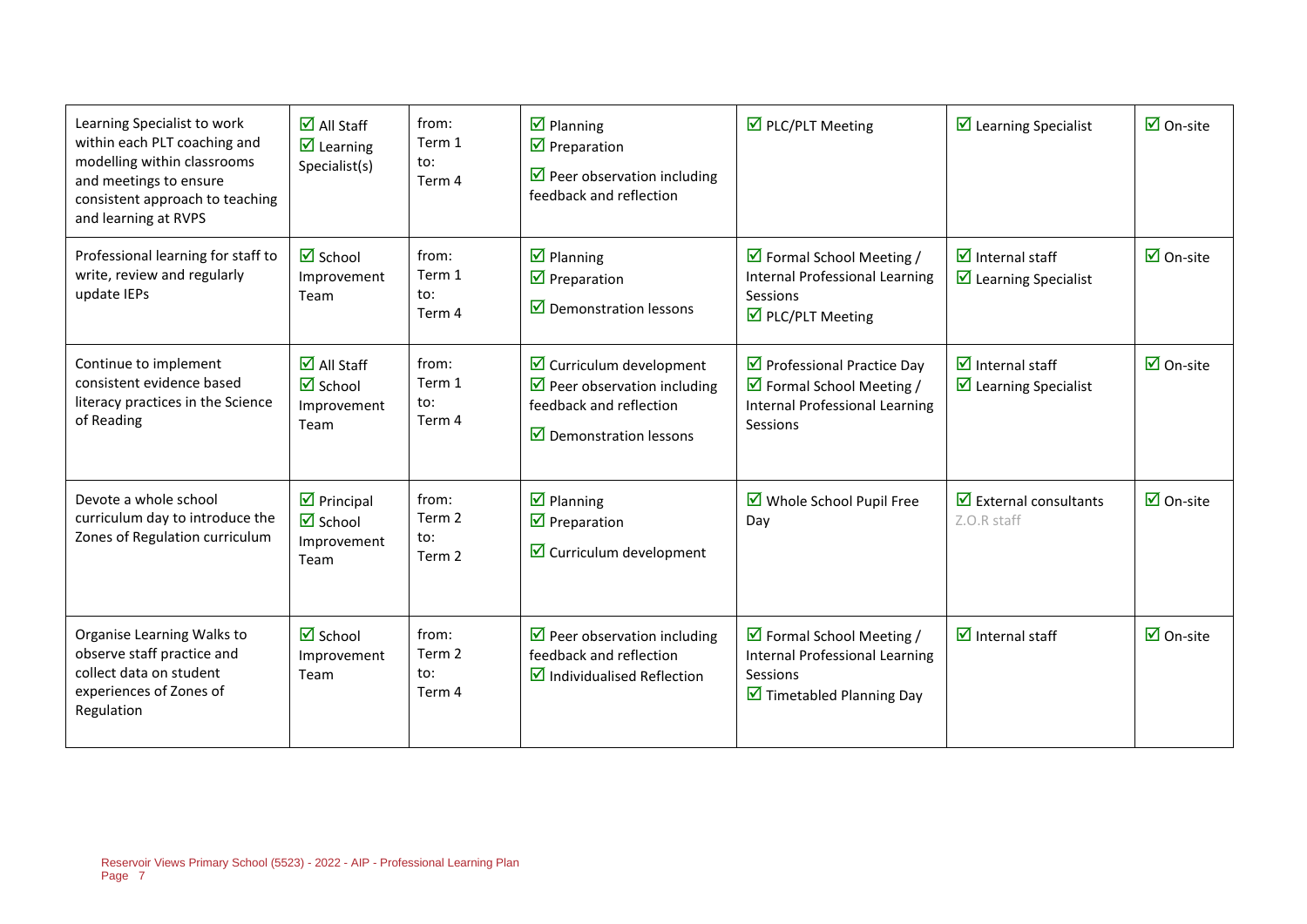| | | | | | | |
|---|---|---|---|---|---|---|
| Learning Specialist to work within each PLT coaching and modelling within classrooms and meetings to ensure consistent approach to teaching and learning at RVPS | ☑ All Staff<br>☑ Learning Specialist(s) | from:<br>Term 1<br>to:<br>Term 4 | ☑ Planning<br>☑ Preparation<br>☑ Peer observation including feedback and reflection | ☑ PLC/PLT Meeting | ☑ Learning Specialist | ☑ On-site |
| Professional learning for staff to write, review and regularly update IEPs | ☑ School Improvement Team | from:<br>Term 1<br>to:<br>Term 4 | ☑ Planning<br>☑ Preparation<br>☑ Demonstration lessons | ☑ Formal School Meeting / Internal Professional Learning Sessions<br>☑ PLC/PLT Meeting | ☑ Internal staff<br>☑ Learning Specialist | ☑ On-site |
| Continue to implement consistent evidence based literacy practices in the Science of Reading | ☑ All Staff<br>☑ School Improvement Team | from:<br>Term 1<br>to:<br>Term 4 | ☑ Curriculum development<br>☑ Peer observation including feedback and reflection<br>☑ Demonstration lessons | ☑ Professional Practice Day<br>☑ Formal School Meeting / Internal Professional Learning Sessions | ☑ Internal staff<br>☑ Learning Specialist | ☑ On-site |
| Devote a whole school curriculum day to introduce the Zones of Regulation curriculum | ☑ Principal<br>☑ School Improvement Team | from:<br>Term 2<br>to:<br>Term 2 | ☑ Planning<br>☑ Preparation<br>☑ Curriculum development | ☑ Whole School Pupil Free Day | ☑ External consultants<br>Z.O.R staff | ☑ On-site |
| Organise Learning Walks to observe staff practice and collect data on student experiences of Zones of Regulation | ☑ School Improvement Team | from:<br>Term 2<br>to:<br>Term 4 | ☑ Peer observation including feedback and reflection<br>☑ Individualised Reflection | ☑ Formal School Meeting / Internal Professional Learning Sessions<br>☑ Timetabled Planning Day | ☑ Internal staff | ☑ On-site |